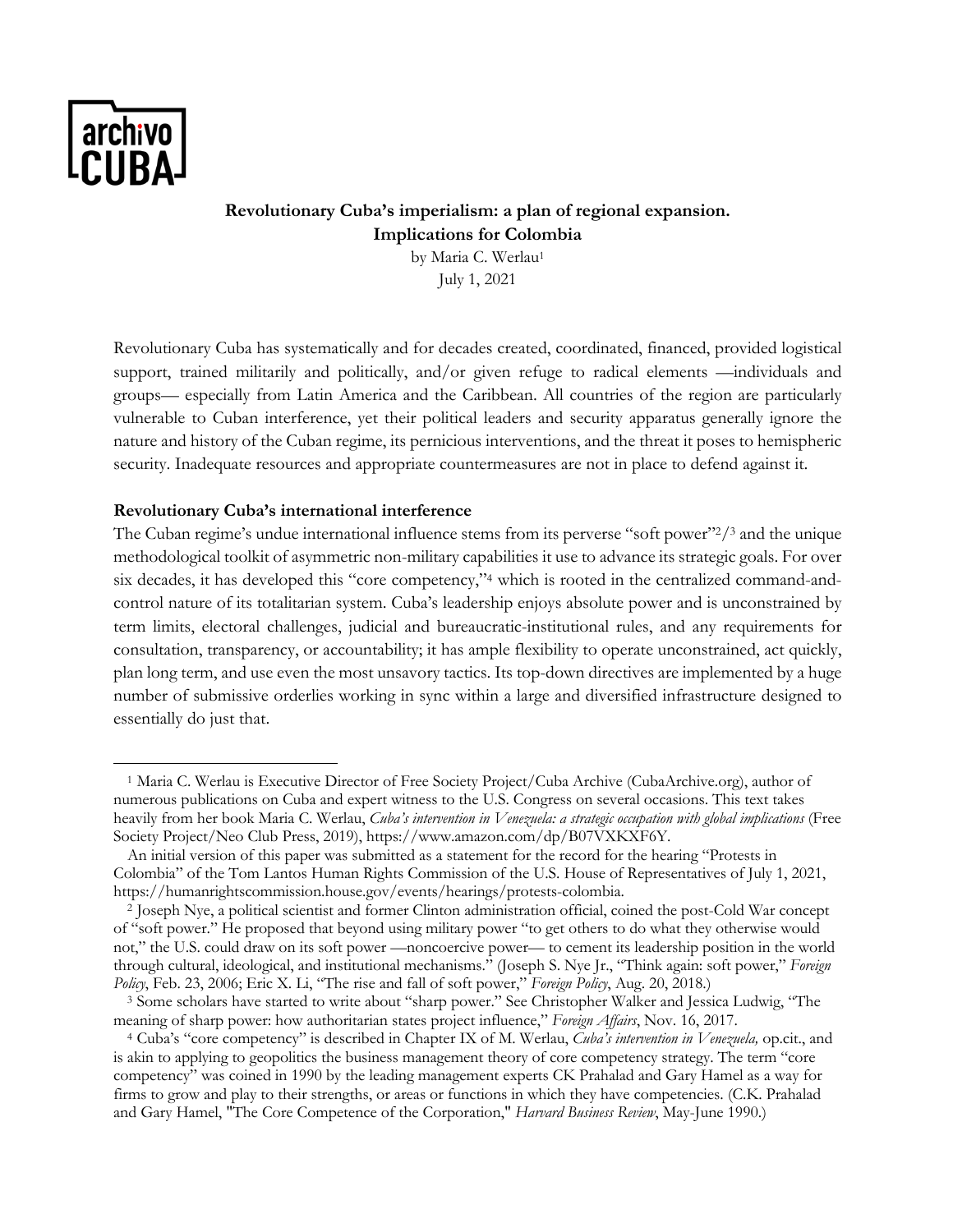# Revolutionary Cuba's imperialism: a plan of regional expansion. Implications for Colombia

by Maria C. Werlau[1]

July 1, 2021

Revolutionary Cuba has systematically and for decades created, coordinated, financed, provided logistical support, trained militarily and politically, and/or given refuge to radical elements —individuals and groups— especially from Latin America and the Caribbean. All countries of the region are particularly vulnerable to Cuban interference, yet their political leaders and security apparatus generally ignore the nature and history of the Cuban regime, its pernicious interventions, and the threat it poses to hemispheric security. Inadequate resources and appropriate countermeasures are not in place to defend against it.

## Revolutionary Cuba's international interference

The Cuban regime's undue international influence stems from its perverse "soft power"[2]/[3] and the unique methodological toolkit of asymmetric non-military capabilities it use to advance its strategic goals. For over six decades, it has developed this "core competency,"[4] which is rooted in the centralized command-and-control nature of its totalitarian system. Cuba's leadership enjoys absolute power and is unconstrained by term limits, electoral challenges, judicial and bureaucratic-institutional rules, and any requirements for consultation, transparency, or accountability; it has ample flexibility to operate unconstrained, act quickly, plan long term, and use even the most unsavory tactics. Its top-down directives are implemented by a huge number of submissive orderlies working in sync within a large and diversified infrastructure designed to essentially do just that.

---

[1] Maria C. Werlau is Executive Director of Free Society Project/Cuba Archive (CubaArchive.org), author of numerous publications on Cuba and expert witness to the U.S. Congress on several occasions. This text takes heavily from her book Maria C. Werlau, *Cuba's intervention in Venezuela: a strategic occupation with global implications* (Free Society Project/Neo Club Press, 2019), https://www.amazon.com/dp/B07VXKXF6Y.

An initial version of this paper was submitted as a statement for the record for the hearing "Protests in Colombia" of the Tom Lantos Human Rights Commission of the U.S. House of Representatives of July 1, 2021, https://humanrightscommission.house.gov/events/hearings/protests-colombia.

[2] Joseph Nye, a political scientist and former Clinton administration official, coined the post-Cold War concept of "soft power." He proposed that beyond using military power "to get others to do what they otherwise would not," the U.S. could draw on its soft power —noncoercive power— to cement its leadership position in the world through cultural, ideological, and institutional mechanisms." (Joseph S. Nye Jr., "Think again: soft power," *Foreign Policy*, Feb. 23, 2006; Eric X. Li, "The rise and fall of soft power," *Foreign Policy*, Aug. 20, 2018.)

[3] Some scholars have started to write about "sharp power." See Christopher Walker and Jessica Ludwig, "The meaning of sharp power: how authoritarian states project influence," *Foreign Affairs*, Nov. 16, 2017.

[4] Cuba's "core competency" is described in Chapter IX of M. Werlau, *Cuba's intervention in Venezuela,* op.cit., and is akin to applying to geopolitics the business management theory of core competency strategy. The term "core competency" was coined in 1990 by the leading management experts CK Prahalad and Gary Hamel as a way for firms to grow and play to their strengths, or areas or functions in which they have competencies. (C.K. Prahalad and Gary Hamel, "The Core Competence of the Corporation," *Harvard Business Review*, May-June 1990.)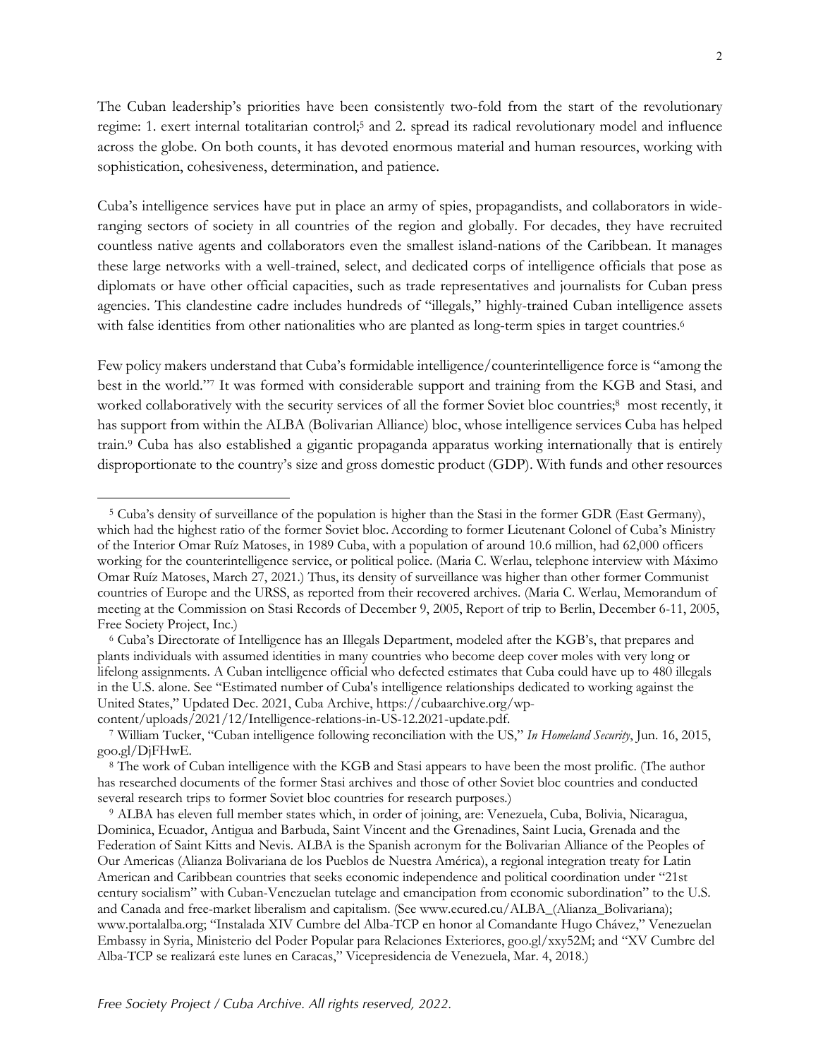The Cuban leadership's priorities have been consistently two-fold from the start of the revolutionary regime: 1. exert internal totalitarian control;[5] and 2. spread its radical revolutionary model and influence across the globe. On both counts, it has devoted enormous material and human resources, working with sophistication, cohesiveness, determination, and patience.

Cuba's intelligence services have put in place an army of spies, propagandists, and collaborators in wide-ranging sectors of society in all countries of the region and globally. For decades, they have recruited countless native agents and collaborators even the smallest island-nations of the Caribbean. It manages these large networks with a well-trained, select, and dedicated corps of intelligence officials that pose as diplomats or have other official capacities, such as trade representatives and journalists for Cuban press agencies. This clandestine cadre includes hundreds of "illegals," highly-trained Cuban intelligence assets with false identities from other nationalities who are planted as long-term spies in target countries.[6]

Few policy makers understand that Cuba's formidable intelligence/counterintelligence force is "among the best in the world."[7] It was formed with considerable support and training from the KGB and Stasi, and worked collaboratively with the security services of all the former Soviet bloc countries;[8] most recently, it has support from within the ALBA (Bolivarian Alliance) bloc, whose intelligence services Cuba has helped train.[9] Cuba has also established a gigantic propaganda apparatus working internationally that is entirely disproportionate to the country's size and gross domestic product (GDP). With funds and other resources

---

[5] Cuba's density of surveillance of the population is higher than the Stasi in the former GDR (East Germany), which had the highest ratio of the former Soviet bloc. According to former Lieutenant Colonel of Cuba's Ministry of the Interior Omar Ruíz Matoses, in 1989 Cuba, with a population of around 10.6 million, had 62,000 officers working for the counterintelligence service, or political police. (Maria C. Werlau, telephone interview with Máximo Omar Ruíz Matoses, March 27, 2021.) Thus, its density of surveillance was higher than other former Communist countries of Europe and the URSS, as reported from their recovered archives. (Maria C. Werlau, Memorandum of meeting at the Commission on Stasi Records of December 9, 2005, Report of trip to Berlin, December 6-11, 2005, Free Society Project, Inc.)

[6] Cuba's Directorate of Intelligence has an Illegals Department, modeled after the KGB's, that prepares and plants individuals with assumed identities in many countries who become deep cover moles with very long or lifelong assignments. A Cuban intelligence official who defected estimates that Cuba could have up to 480 illegals in the U.S. alone. See "Estimated number of Cuba's intelligence relationships dedicated to working against the United States," Updated Dec. 2021, Cuba Archive, https://cubaarchive.org/wp-content/uploads/2021/12/Intelligence-relations-in-US-12.2021-update.pdf.

[7] William Tucker, "Cuban intelligence following reconciliation with the US," *In Homeland Security*, Jun. 16, 2015, goo.gl/DjFHwE.

[8] The work of Cuban intelligence with the KGB and Stasi appears to have been the most prolific. (The author has researched documents of the former Stasi archives and those of other Soviet bloc countries and conducted several research trips to former Soviet bloc countries for research purposes.)

[9] ALBA has eleven full member states which, in order of joining, are: Venezuela, Cuba, Bolivia, Nicaragua, Dominica, Ecuador, Antigua and Barbuda, Saint Vincent and the Grenadines, Saint Lucia, Grenada and the Federation of Saint Kitts and Nevis. ALBA is the Spanish acronym for the Bolivarian Alliance of the Peoples of Our Americas (Alianza Bolivariana de los Pueblos de Nuestra América), a regional integration treaty for Latin American and Caribbean countries that seeks economic independence and political coordination under "21st century socialism" with Cuban-Venezuelan tutelage and emancipation from economic subordination" to the U.S. and Canada and free-market liberalism and capitalism. (See www.ecured.cu/ALBA_(Alianza_Bolivariana); www.portalalba.org; "Instalada XIV Cumbre del Alba-TCP en honor al Comandante Hugo Chávez," Venezuelan Embassy in Syria, Ministerio del Poder Popular para Relaciones Exteriores, goo.gl/xxy52M; and "XV Cumbre del Alba-TCP se realizará este lunes en Caracas," Vicepresidencia de Venezuela, Mar. 4, 2018.)

*Free Society Project / Cuba Archive. All rights reserved, 2022.*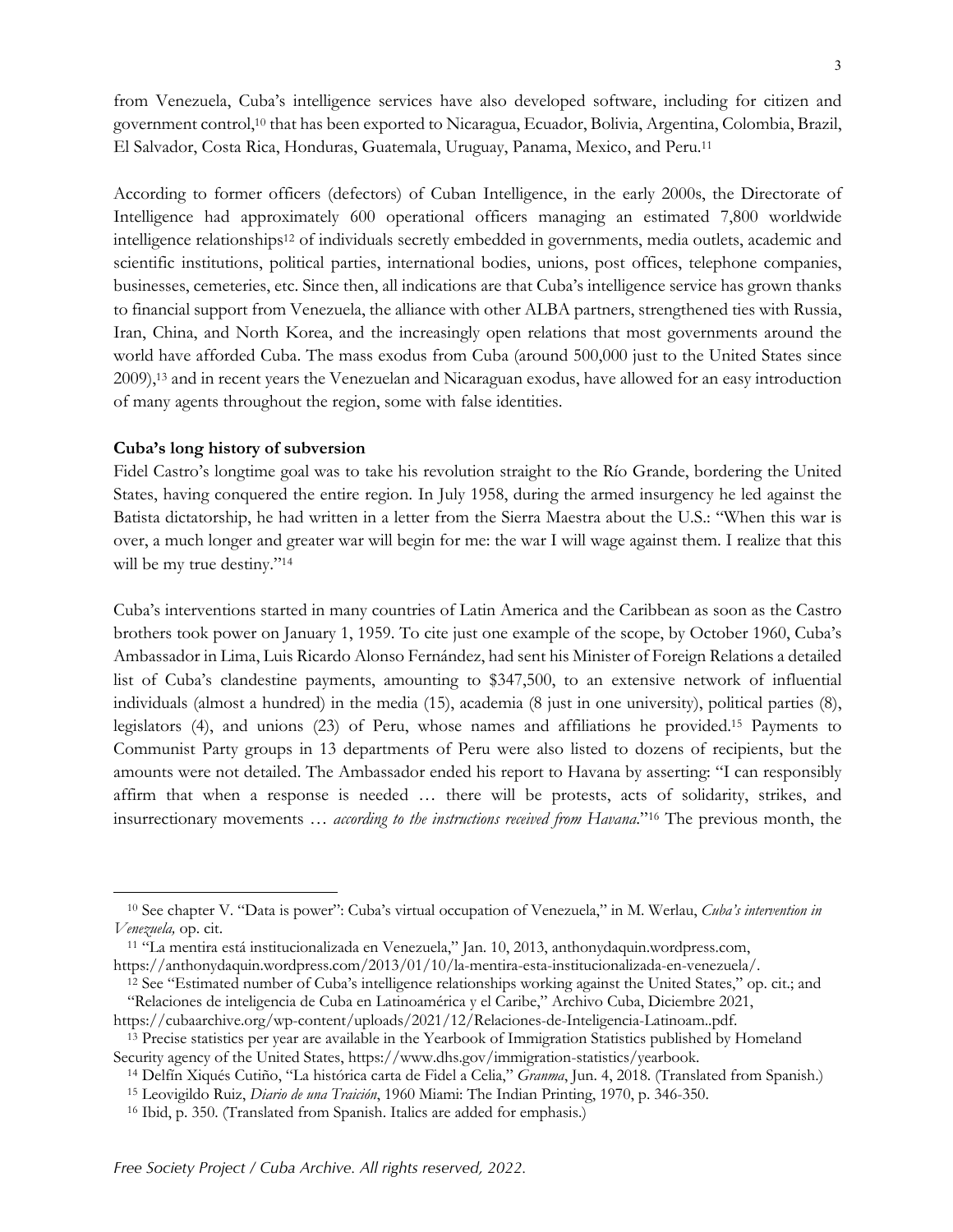from Venezuela, Cuba's intelligence services have also developed software, including for citizen and government control,[10] that has been exported to Nicaragua, Ecuador, Bolivia, Argentina, Colombia, Brazil, El Salvador, Costa Rica, Honduras, Guatemala, Uruguay, Panama, Mexico, and Peru.[11]

According to former officers (defectors) of Cuban Intelligence, in the early 2000s, the Directorate of Intelligence had approximately 600 operational officers managing an estimated 7,800 worldwide intelligence relationships[12] of individuals secretly embedded in governments, media outlets, academic and scientific institutions, political parties, international bodies, unions, post offices, telephone companies, businesses, cemeteries, etc. Since then, all indications are that Cuba's intelligence service has grown thanks to financial support from Venezuela, the alliance with other ALBA partners, strengthened ties with Russia, Iran, China, and North Korea, and the increasingly open relations that most governments around the world have afforded Cuba. The mass exodus from Cuba (around 500,000 just to the United States since 2009),[13] and in recent years the Venezuelan and Nicaraguan exodus, have allowed for an easy introduction of many agents throughout the region, some with false identities.

**Cuba's long history of subversion**

Fidel Castro's longtime goal was to take his revolution straight to the Río Grande, bordering the United States, having conquered the entire region. In July 1958, during the armed insurgency he led against the Batista dictatorship, he had written in a letter from the Sierra Maestra about the U.S.: "When this war is over, a much longer and greater war will begin for me: the war I will wage against them. I realize that this will be my true destiny."[14]

Cuba's interventions started in many countries of Latin America and the Caribbean as soon as the Castro brothers took power on January 1, 1959. To cite just one example of the scope, by October 1960, Cuba's Ambassador in Lima, Luis Ricardo Alonso Fernández, had sent his Minister of Foreign Relations a detailed list of Cuba's clandestine payments, amounting to \$347,500, to an extensive network of influential individuals (almost a hundred) in the media (15), academia (8 just in one university), political parties (8), legislators (4), and unions (23) of Peru, whose names and affiliations he provided.[15] Payments to Communist Party groups in 13 departments of Peru were also listed to dozens of recipients, but the amounts were not detailed. The Ambassador ended his report to Havana by asserting: "I can responsibly affirm that when a response is needed … there will be protests, acts of solidarity, strikes, and insurrectionary movements … *according to the instructions received from Havana*."[16] The previous month, the

---

[10] See chapter V. "Data is power": Cuba's virtual occupation of Venezuela," in M. Werlau, *Cuba's intervention in Venezuela,* op. cit.

[11] "La mentira está institucionalizada en Venezuela," Jan. 10, 2013, anthonydaquin.wordpress.com, https://anthonydaquin.wordpress.com/2013/01/10/la-mentira-esta-institucionalizada-en-venezuela/.

[12] See "Estimated number of Cuba's intelligence relationships working against the United States," op. cit.; and "Relaciones de inteligencia de Cuba en Latinoamérica y el Caribe," Archivo Cuba, Diciembre 2021, https://cubaarchive.org/wp-content/uploads/2021/12/Relaciones-de-Inteligencia-Latinoam..pdf.

[13] Precise statistics per year are available in the Yearbook of Immigration Statistics published by Homeland Security agency of the United States, https://www.dhs.gov/immigration-statistics/yearbook.

[14] Delfín Xiqués Cutiño, "La histórica carta de Fidel a Celia," *Granma*, Jun. 4, 2018. (Translated from Spanish.)

[15] Leovigildo Ruiz, *Diario de una Traición*, 1960 Miami: The Indian Printing, 1970, p. 346-350.

[16] Ibid, p. 350. (Translated from Spanish. Italics are added for emphasis.)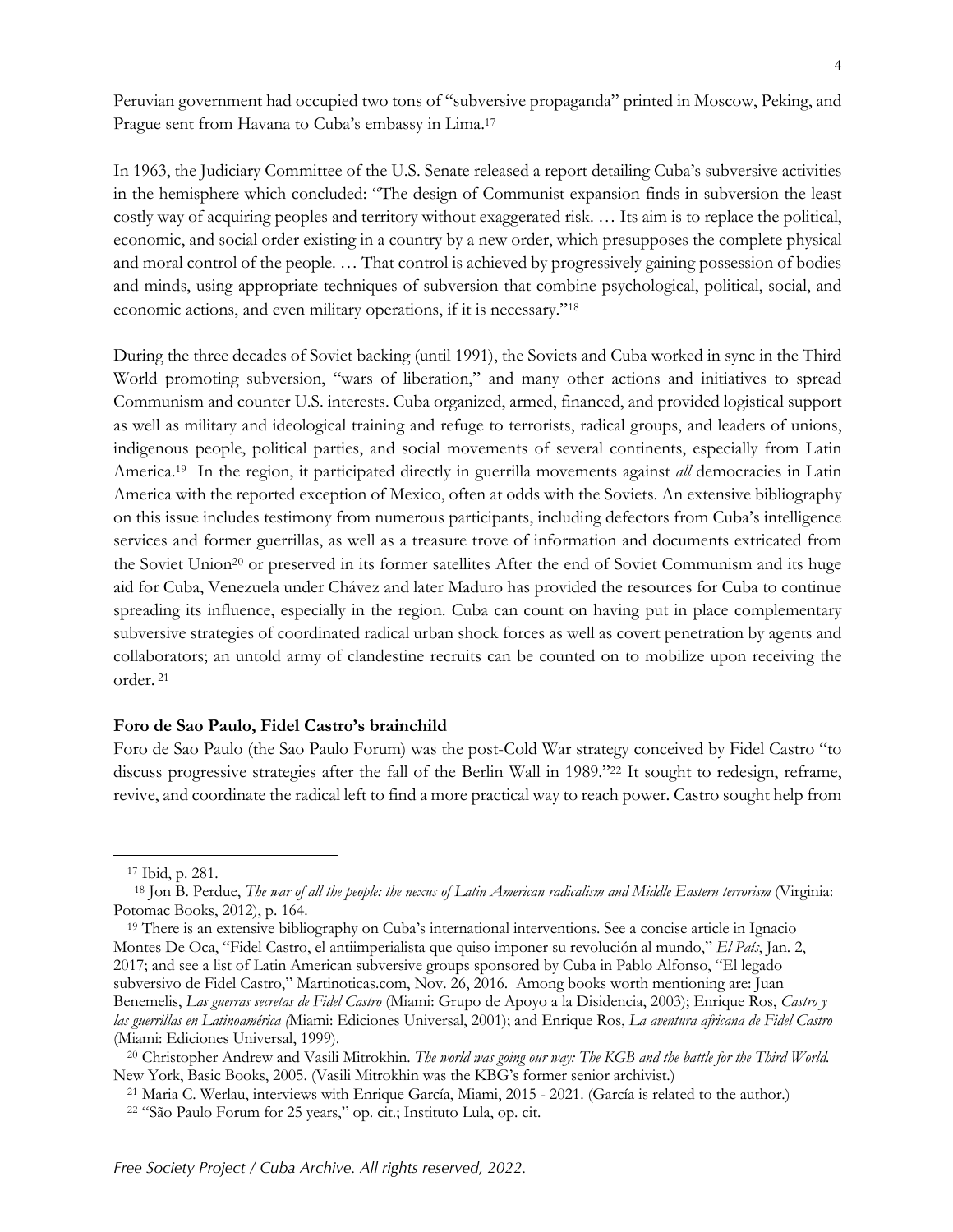Peruvian government had occupied two tons of "subversive propaganda" printed in Moscow, Peking, and Prague sent from Havana to Cuba's embassy in Lima.[17]

In 1963, the Judiciary Committee of the U.S. Senate released a report detailing Cuba's subversive activities in the hemisphere which concluded: "The design of Communist expansion finds in subversion the least costly way of acquiring peoples and territory without exaggerated risk. … Its aim is to replace the political, economic, and social order existing in a country by a new order, which presupposes the complete physical and moral control of the people. … That control is achieved by progressively gaining possession of bodies and minds, using appropriate techniques of subversion that combine psychological, political, social, and economic actions, and even military operations, if it is necessary."[18]

During the three decades of Soviet backing (until 1991), the Soviets and Cuba worked in sync in the Third World promoting subversion, "wars of liberation," and many other actions and initiatives to spread Communism and counter U.S. interests. Cuba organized, armed, financed, and provided logistical support as well as military and ideological training and refuge to terrorists, radical groups, and leaders of unions, indigenous people, political parties, and social movements of several continents, especially from Latin America.[19] In the region, it participated directly in guerrilla movements against *all* democracies in Latin America with the reported exception of Mexico, often at odds with the Soviets. An extensive bibliography on this issue includes testimony from numerous participants, including defectors from Cuba's intelligence services and former guerrillas, as well as a treasure trove of information and documents extricated from the Soviet Union[20] or preserved in its former satellites After the end of Soviet Communism and its huge aid for Cuba, Venezuela under Chávez and later Maduro has provided the resources for Cuba to continue spreading its influence, especially in the region. Cuba can count on having put in place complementary subversive strategies of coordinated radical urban shock forces as well as covert penetration by agents and collaborators; an untold army of clandestine recruits can be counted on to mobilize upon receiving the order.[21]

**Foro de Sao Paulo, Fidel Castro's brainchild**

Foro de Sao Paulo (the Sao Paulo Forum) was the post-Cold War strategy conceived by Fidel Castro "to discuss progressive strategies after the fall of the Berlin Wall in 1989."[22] It sought to redesign, reframe, revive, and coordinate the radical left to find a more practical way to reach power. Castro sought help from

---

[17] Ibid, p. 281.

[18] Jon B. Perdue, *The war of all the people: the nexus of Latin American radicalism and Middle Eastern terrorism* (Virginia: Potomac Books, 2012), p. 164.

[19] There is an extensive bibliography on Cuba's international interventions. See a concise article in Ignacio Montes De Oca, "Fidel Castro, el antiimperialista que quiso imponer su revolución al mundo," *El País*, Jan. 2, 2017; and see a list of Latin American subversive groups sponsored by Cuba in Pablo Alfonso, "El legado subversivo de Fidel Castro," Martinoticas.com, Nov. 26, 2016. Among books worth mentioning are: Juan Benemelis, *Las guerras secretas de Fidel Castro* (Miami: Grupo de Apoyo a la Disidencia, 2003); Enrique Ros, *Castro y las guerrillas en Latinoamérica (*Miami: Ediciones Universal, 2001); and Enrique Ros, *La aventura africana de Fidel Castro* (Miami: Ediciones Universal, 1999).

[20] Christopher Andrew and Vasili Mitrokhin. *The world was going our way: The KGB and the battle for the Third World.* New York, Basic Books, 2005. (Vasili Mitrokhin was the KBG's former senior archivist.)

[21] Maria C. Werlau, interviews with Enrique García, Miami, 2015 - 2021. (García is related to the author.)

[22] "São Paulo Forum for 25 years," op. cit.; Instituto Lula, op. cit.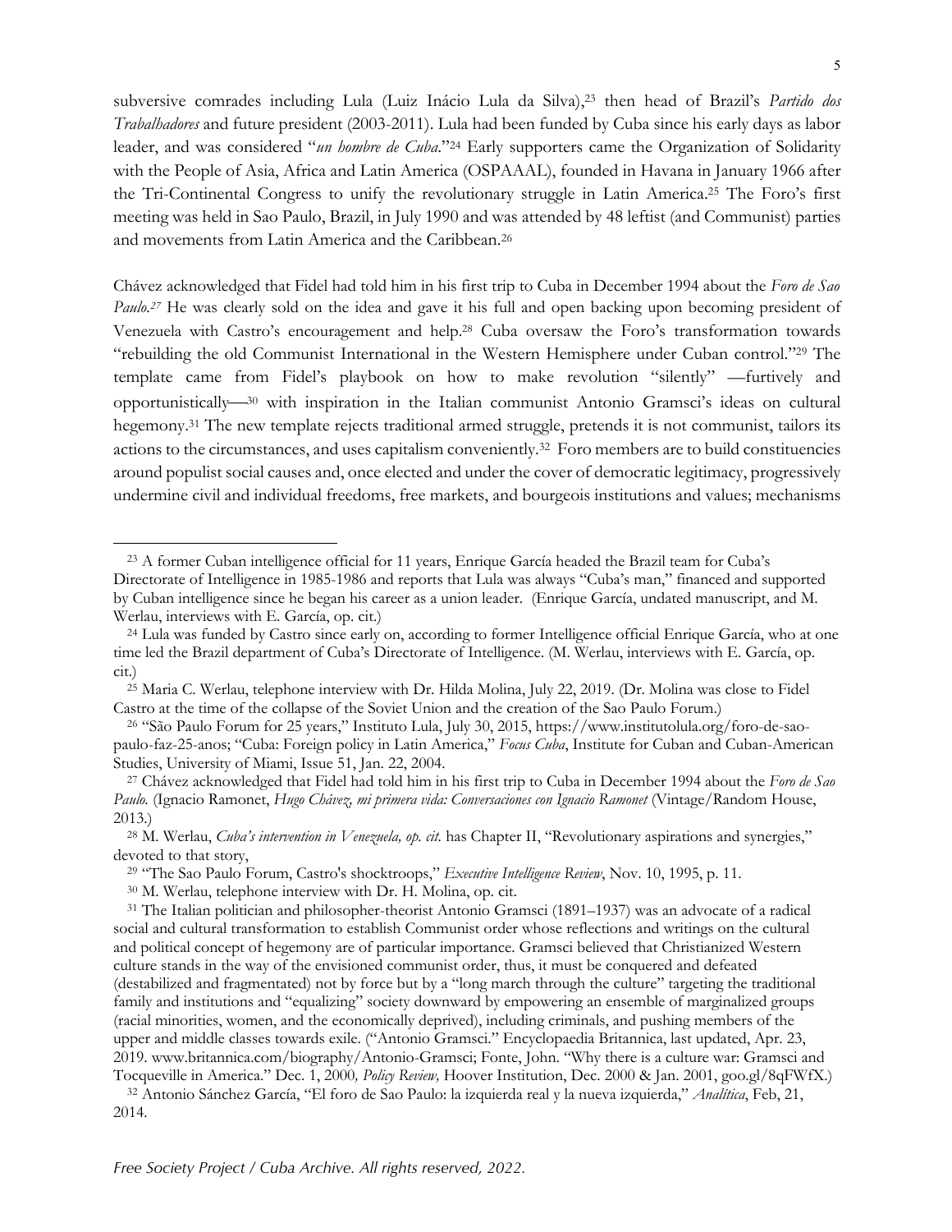subversive comrades including Lula (Luiz Inácio Lula da Silva),[23] then head of Brazil's *Partido dos Trabalhadores* and future president (2003-2011). Lula had been funded by Cuba since his early days as labor leader, and was considered "*un hombre de Cuba*."[24] Early supporters came the Organization of Solidarity with the People of Asia, Africa and Latin America (OSPAAAL), founded in Havana in January 1966 after the Tri-Continental Congress to unify the revolutionary struggle in Latin America.[25] The Foro's first meeting was held in Sao Paulo, Brazil, in July 1990 and was attended by 48 leftist (and Communist) parties and movements from Latin America and the Caribbean.[26]

Chávez acknowledged that Fidel had told him in his first trip to Cuba in December 1994 about the *Foro de Sao Paulo.*[27] He was clearly sold on the idea and gave it his full and open backing upon becoming president of Venezuela with Castro's encouragement and help.[28] Cuba oversaw the Foro's transformation towards "rebuilding the old Communist International in the Western Hemisphere under Cuban control."[29] The template came from Fidel's playbook on how to make revolution "silently" —furtively and opportunistically—[30] with inspiration in the Italian communist Antonio Gramsci's ideas on cultural hegemony.[31] The new template rejects traditional armed struggle, pretends it is not communist, tailors its actions to the circumstances, and uses capitalism conveniently.[32] Foro members are to build constituencies around populist social causes and, once elected and under the cover of democratic legitimacy, progressively undermine civil and individual freedoms, free markets, and bourgeois institutions and values; mechanisms

---

[23] A former Cuban intelligence official for 11 years, Enrique García headed the Brazil team for Cuba's Directorate of Intelligence in 1985-1986 and reports that Lula was always "Cuba's man," financed and supported by Cuban intelligence since he began his career as a union leader. (Enrique García, undated manuscript, and M. Werlau, interviews with E. García, op. cit.)

[24] Lula was funded by Castro since early on, according to former Intelligence official Enrique García, who at one time led the Brazil department of Cuba's Directorate of Intelligence. (M. Werlau, interviews with E. García, op. cit.)

[25] Maria C. Werlau, telephone interview with Dr. Hilda Molina, July 22, 2019. (Dr. Molina was close to Fidel Castro at the time of the collapse of the Soviet Union and the creation of the Sao Paulo Forum.)

[26] "São Paulo Forum for 25 years," Instituto Lula, July 30, 2015, https://www.institutolula.org/foro-de-sao-paulo-faz-25-anos; "Cuba: Foreign policy in Latin America," *Focus Cuba*, Institute for Cuban and Cuban-American Studies, University of Miami, Issue 51, Jan. 22, 2004.

[27] Chávez acknowledged that Fidel had told him in his first trip to Cuba in December 1994 about the *Foro de Sao Paulo.* (Ignacio Ramonet, *Hugo Chávez, mi primera vida: Conversaciones con Ignacio Ramonet* (Vintage/Random House, 2013.)

[28] M. Werlau, *Cuba's intervention in Venezuela, op. cit.* has Chapter II, "Revolutionary aspirations and synergies," devoted to that story,

[29] "The Sao Paulo Forum, Castro's shocktroops," *Executive Intelligence Review*, Nov. 10, 1995, p. 11.

[30] M. Werlau, telephone interview with Dr. H. Molina, op. cit.

[31] The Italian politician and philosopher-theorist Antonio Gramsci (1891–1937) was an advocate of a radical social and cultural transformation to establish Communist order whose reflections and writings on the cultural and political concept of hegemony are of particular importance. Gramsci believed that Christianized Western culture stands in the way of the envisioned communist order, thus, it must be conquered and defeated (destabilized and fragmentated) not by force but by a "long march through the culture" targeting the traditional family and institutions and "equalizing" society downward by empowering an ensemble of marginalized groups (racial minorities, women, and the economically deprived), including criminals, and pushing members of the upper and middle classes towards exile. ("Antonio Gramsci." Encyclopaedia Britannica, last updated, Apr. 23, 2019. www.britannica.com/biography/Antonio-Gramsci; Fonte, John. "Why there is a culture war: Gramsci and Tocqueville in America." Dec. 1, 2000, *Policy Review,* Hoover Institution, Dec. 2000 & Jan. 2001, goo.gl/8qFWfX.)

[32] Antonio Sánchez García, "El foro de Sao Paulo: la izquierda real y la nueva izquierda," *Analítica*, Feb, 21, 2014.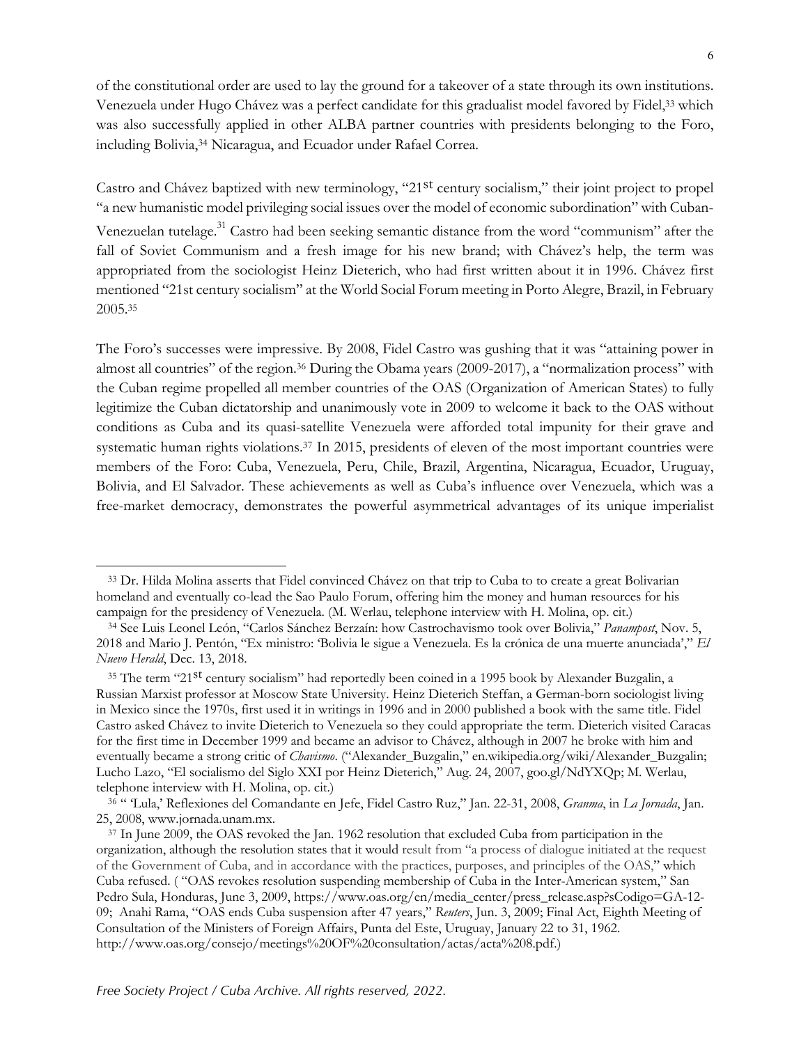of the constitutional order are used to lay the ground for a takeover of a state through its own institutions. Venezuela under Hugo Chávez was a perfect candidate for this gradualist model favored by Fidel,[33] which was also successfully applied in other ALBA partner countries with presidents belonging to the Foro, including Bolivia,[34] Nicaragua, and Ecuador under Rafael Correa.

Castro and Chávez baptized with new terminology, "21st century socialism," their joint project to propel "a new humanistic model privileging social issues over the model of economic subordination" with Cuban-Venezuelan tutelage.[31] Castro had been seeking semantic distance from the word "communism" after the fall of Soviet Communism and a fresh image for his new brand; with Chávez's help, the term was appropriated from the sociologist Heinz Dieterich, who had first written about it in 1996. Chávez first mentioned "21st century socialism" at the World Social Forum meeting in Porto Alegre, Brazil, in February 2005.[35]

The Foro's successes were impressive. By 2008, Fidel Castro was gushing that it was "attaining power in almost all countries" of the region.[36] During the Obama years (2009-2017), a "normalization process" with the Cuban regime propelled all member countries of the OAS (Organization of American States) to fully legitimize the Cuban dictatorship and unanimously vote in 2009 to welcome it back to the OAS without conditions as Cuba and its quasi-satellite Venezuela were afforded total impunity for their grave and systematic human rights violations.[37] In 2015, presidents of eleven of the most important countries were members of the Foro: Cuba, Venezuela, Peru, Chile, Brazil, Argentina, Nicaragua, Ecuador, Uruguay, Bolivia, and El Salvador. These achievements as well as Cuba's influence over Venezuela, which was a free-market democracy, demonstrates the powerful asymmetrical advantages of its unique imperialist

---

[33] Dr. Hilda Molina asserts that Fidel convinced Chávez on that trip to Cuba to to create a great Bolivarian homeland and eventually co-lead the Sao Paulo Forum, offering him the money and human resources for his campaign for the presidency of Venezuela. (M. Werlau, telephone interview with H. Molina, op. cit.)

[34] See Luis Leonel León, "Carlos Sánchez Berzaín: how Castrochavismo took over Bolivia," *Panampost*, Nov. 5, 2018 and Mario J. Pentón, "Ex ministro: 'Bolivia le sigue a Venezuela. Es la crónica de una muerte anunciada'," *El Nuevo Herald*, Dec. 13, 2018.

[35] The term "21st century socialism" had reportedly been coined in a 1995 book by Alexander Buzgalin, a Russian Marxist professor at Moscow State University. Heinz Dieterich Steffan, a German-born sociologist living in Mexico since the 1970s, first used it in writings in 1996 and in 2000 published a book with the same title. Fidel Castro asked Chávez to invite Dieterich to Venezuela so they could appropriate the term. Dieterich visited Caracas for the first time in December 1999 and became an advisor to Chávez, although in 2007 he broke with him and eventually became a strong critic of *Chavismo*. ("Alexander_Buzgalin," en.wikipedia.org/wiki/Alexander_Buzgalin; Lucho Lazo, "El socialismo del Siglo XXI por Heinz Dieterich," Aug. 24, 2007, goo.gl/NdYXQp; M. Werlau, telephone interview with H. Molina, op. cit.)

[36] " 'Lula,' Reflexiones del Comandante en Jefe, Fidel Castro Ruz," Jan. 22-31, 2008, *Granma*, in *La Jornada*, Jan. 25, 2008, www.jornada.unam.mx.

[37] In June 2009, the OAS revoked the Jan. 1962 resolution that excluded Cuba from participation in the organization, although the resolution states that it would result from "a process of dialogue initiated at the request of the Government of Cuba, and in accordance with the practices, purposes, and principles of the OAS," which Cuba refused. ( "OAS revokes resolution suspending membership of Cuba in the Inter-American system," San Pedro Sula, Honduras, June 3, 2009, https://www.oas.org/en/media_center/press_release.asp?sCodigo=GA-12-09; Anahi Rama, "OAS ends Cuba suspension after 47 years," *Reuters*, Jun. 3, 2009; Final Act, Eighth Meeting of Consultation of the Ministers of Foreign Affairs, Punta del Este, Uruguay, January 22 to 31, 1962. http://www.oas.org/consejo/meetings%20OF%20consultation/actas/acta%208.pdf.)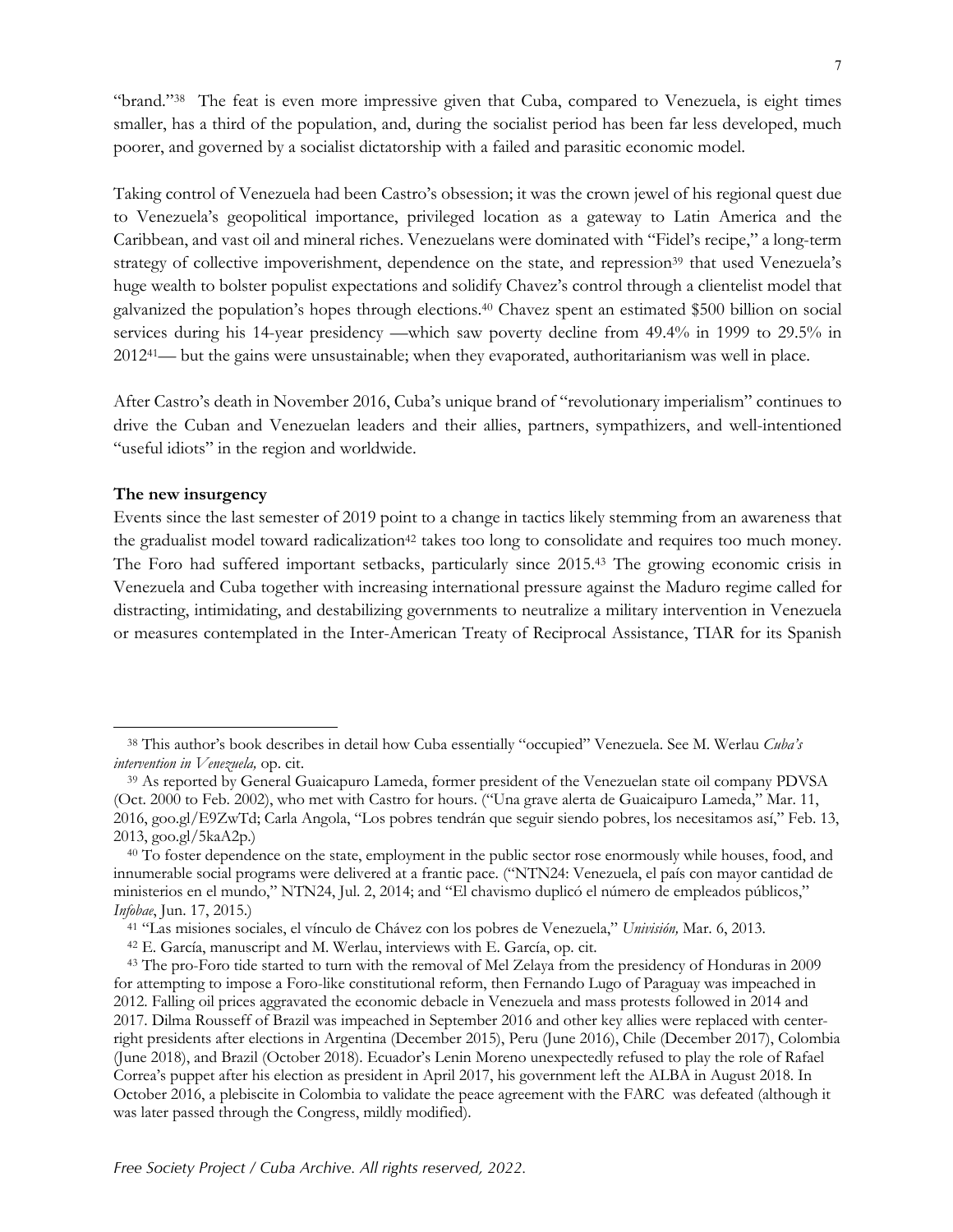"brand."[38] The feat is even more impressive given that Cuba, compared to Venezuela, is eight times smaller, has a third of the population, and, during the socialist period has been far less developed, much poorer, and governed by a socialist dictatorship with a failed and parasitic economic model.

Taking control of Venezuela had been Castro's obsession; it was the crown jewel of his regional quest due to Venezuela's geopolitical importance, privileged location as a gateway to Latin America and the Caribbean, and vast oil and mineral riches. Venezuelans were dominated with "Fidel's recipe," a long-term strategy of collective impoverishment, dependence on the state, and repression[39] that used Venezuela's huge wealth to bolster populist expectations and solidify Chavez's control through a clientelist model that galvanized the population's hopes through elections.[40] Chavez spent an estimated $500 billion on social services during his 14-year presidency —which saw poverty decline from 49.4% in 1999 to 29.5% in 2012[41]— but the gains were unsustainable; when they evaporated, authoritarianism was well in place.

After Castro's death in November 2016, Cuba's unique brand of "revolutionary imperialism" continues to drive the Cuban and Venezuelan leaders and their allies, partners, sympathizers, and well-intentioned "useful idiots" in the region and worldwide.

**The new insurgency**

Events since the last semester of 2019 point to a change in tactics likely stemming from an awareness that the gradualist model toward radicalization[42] takes too long to consolidate and requires too much money. The Foro had suffered important setbacks, particularly since 2015.[43] The growing economic crisis in Venezuela and Cuba together with increasing international pressure against the Maduro regime called for distracting, intimidating, and destabilizing governments to neutralize a military intervention in Venezuela or measures contemplated in the Inter-American Treaty of Reciprocal Assistance, TIAR for its Spanish

---

[38] This author's book describes in detail how Cuba essentially "occupied" Venezuela. See M. Werlau *Cuba's intervention in Venezuela,* op. cit.

[39] As reported by General Guaicapuro Lameda, former president of the Venezuelan state oil company PDVSA (Oct. 2000 to Feb. 2002), who met with Castro for hours. ("Una grave alerta de Guaicaipuro Lameda," Mar. 11, 2016, goo.gl/E9ZwTd; Carla Angola, "Los pobres tendrán que seguir siendo pobres, los necesitamos así," Feb. 13, 2013, goo.gl/5kaA2p.)

[40] To foster dependence on the state, employment in the public sector rose enormously while houses, food, and innumerable social programs were delivered at a frantic pace. ("NTN24: Venezuela, el país con mayor cantidad de ministerios en el mundo," NTN24, Jul. 2, 2014; and "El chavismo duplicó el número de empleados públicos," *Infobae*, Jun. 17, 2015.)

[41] "Las misiones sociales, el vínculo de Chávez con los pobres de Venezuela," *Univisión,* Mar. 6, 2013.

[42] E. García, manuscript and M. Werlau, interviews with E. García, op. cit.

[43] The pro-Foro tide started to turn with the removal of Mel Zelaya from the presidency of Honduras in 2009 for attempting to impose a Foro-like constitutional reform, then Fernando Lugo of Paraguay was impeached in 2012. Falling oil prices aggravated the economic debacle in Venezuela and mass protests followed in 2014 and 2017. Dilma Rousseff of Brazil was impeached in September 2016 and other key allies were replaced with center-right presidents after elections in Argentina (December 2015), Peru (June 2016), Chile (December 2017), Colombia (June 2018), and Brazil (October 2018). Ecuador's Lenin Moreno unexpectedly refused to play the role of Rafael Correa's puppet after his election as president in April 2017, his government left the ALBA in August 2018. In October 2016, a plebiscite in Colombia to validate the peace agreement with the FARC was defeated (although it was later passed through the Congress, mildly modified).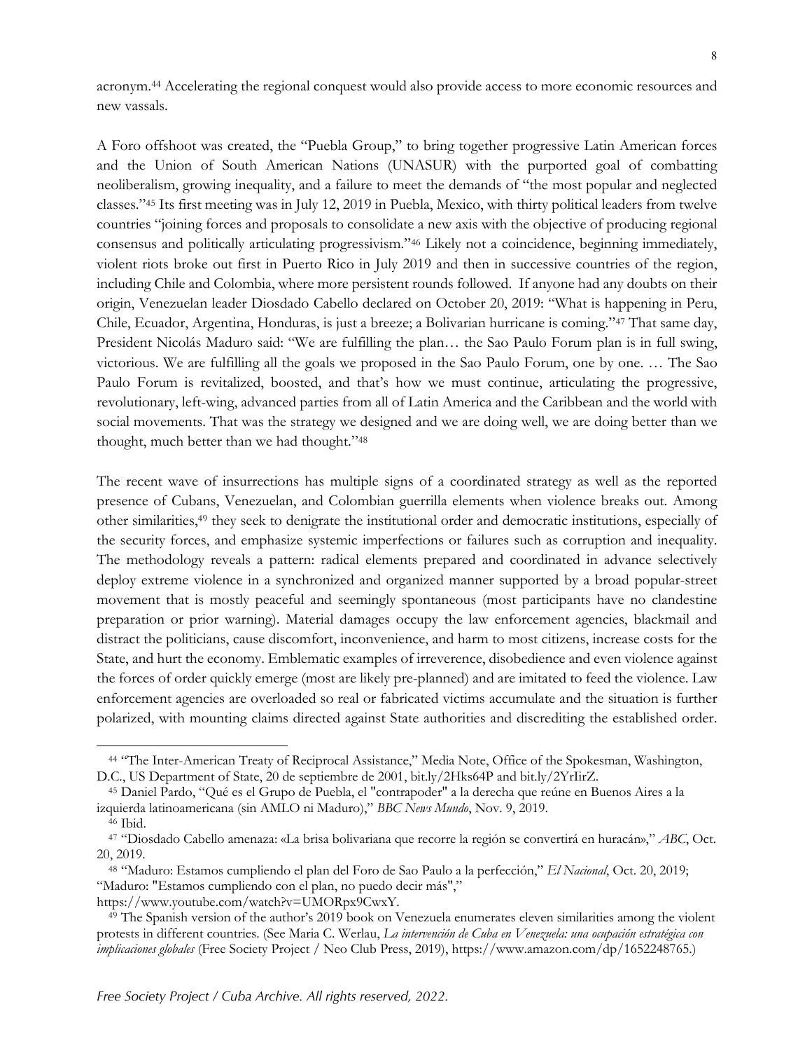acronym.[44] Accelerating the regional conquest would also provide access to more economic resources and new vassals.

A Foro offshoot was created, the "Puebla Group," to bring together progressive Latin American forces and the Union of South American Nations (UNASUR) with the purported goal of combatting neoliberalism, growing inequality, and a failure to meet the demands of "the most popular and neglected classes."[45] Its first meeting was in July 12, 2019 in Puebla, Mexico, with thirty political leaders from twelve countries "joining forces and proposals to consolidate a new axis with the objective of producing regional consensus and politically articulating progressivism."[46] Likely not a coincidence, beginning immediately, violent riots broke out first in Puerto Rico in July 2019 and then in successive countries of the region, including Chile and Colombia, where more persistent rounds followed. If anyone had any doubts on their origin, Venezuelan leader Diosdado Cabello declared on October 20, 2019: "What is happening in Peru, Chile, Ecuador, Argentina, Honduras, is just a breeze; a Bolivarian hurricane is coming."[47] That same day, President Nicolás Maduro said: "We are fulfilling the plan… the Sao Paulo Forum plan is in full swing, victorious. We are fulfilling all the goals we proposed in the Sao Paulo Forum, one by one. … The Sao Paulo Forum is revitalized, boosted, and that's how we must continue, articulating the progressive, revolutionary, left-wing, advanced parties from all of Latin America and the Caribbean and the world with social movements. That was the strategy we designed and we are doing well, we are doing better than we thought, much better than we had thought."[48]

The recent wave of insurrections has multiple signs of a coordinated strategy as well as the reported presence of Cubans, Venezuelan, and Colombian guerrilla elements when violence breaks out. Among other similarities,[49] they seek to denigrate the institutional order and democratic institutions, especially of the security forces, and emphasize systemic imperfections or failures such as corruption and inequality. The methodology reveals a pattern: radical elements prepared and coordinated in advance selectively deploy extreme violence in a synchronized and organized manner supported by a broad popular-street movement that is mostly peaceful and seemingly spontaneous (most participants have no clandestine preparation or prior warning). Material damages occupy the law enforcement agencies, blackmail and distract the politicians, cause discomfort, inconvenience, and harm to most citizens, increase costs for the State, and hurt the economy. Emblematic examples of irreverence, disobedience and even violence against the forces of order quickly emerge (most are likely pre-planned) and are imitated to feed the violence. Law enforcement agencies are overloaded so real or fabricated victims accumulate and the situation is further polarized, with mounting claims directed against State authorities and discrediting the established order.

---

[44] "The Inter-American Treaty of Reciprocal Assistance," Media Note, Office of the Spokesman, Washington, D.C., US Department of State, 20 de septiembre de 2001, bit.ly/2Hks64P and bit.ly/2YrIirZ.

[45] Daniel Pardo, "Qué es el Grupo de Puebla, el "contrapoder" a la derecha que reúne en Buenos Aires a la izquierda latinoamericana (sin AMLO ni Maduro)," *BBC News Mundo*, Nov. 9, 2019.

[46] Ibid.

[47] "Diosdado Cabello amenaza: «La brisa bolivariana que recorre la región se convertirá en huracán»," *ABC*, Oct. 20, 2019.

[48] "Maduro: Estamos cumpliendo el plan del Foro de Sao Paulo a la perfección," *El Nacional*, Oct. 20, 2019; "Maduro: "Estamos cumpliendo con el plan, no puedo decir más"," https://www.youtube.com/watch?v=UMORpx9CwxY.

[49] The Spanish version of the author's 2019 book on Venezuela enumerates eleven similarities among the violent protests in different countries. (See Maria C. Werlau, *La intervención de Cuba en Venezuela: una ocupación estratégica con implicaciones globales* (Free Society Project / Neo Club Press, 2019), https://www.amazon.com/dp/1652248765.)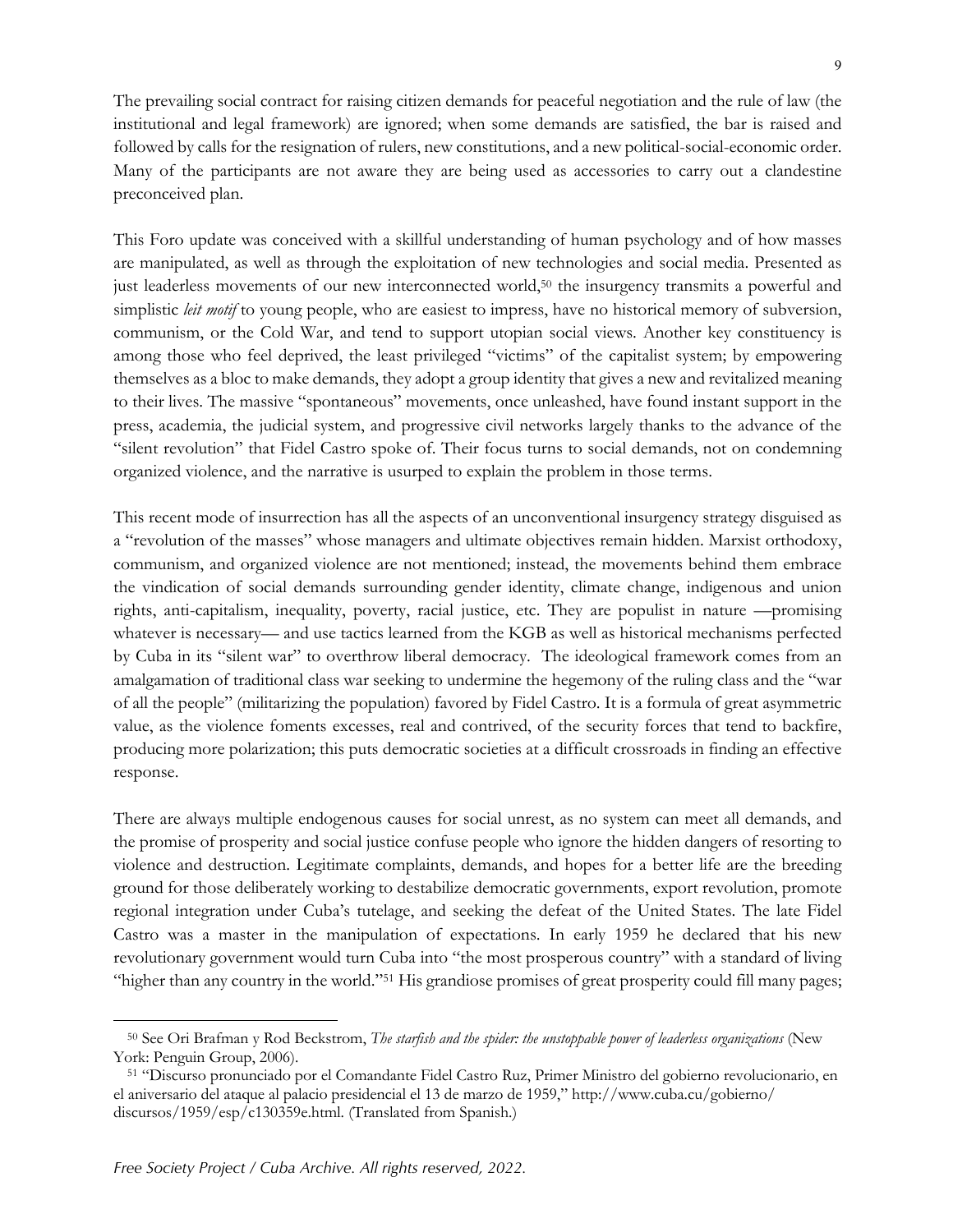The prevailing social contract for raising citizen demands for peaceful negotiation and the rule of law (the institutional and legal framework) are ignored; when some demands are satisfied, the bar is raised and followed by calls for the resignation of rulers, new constitutions, and a new political-social-economic order. Many of the participants are not aware they are being used as accessories to carry out a clandestine preconceived plan.

This Foro update was conceived with a skillful understanding of human psychology and of how masses are manipulated, as well as through the exploitation of new technologies and social media. Presented as just leaderless movements of our new interconnected world,[50] the insurgency transmits a powerful and simplistic *leit motif* to young people, who are easiest to impress, have no historical memory of subversion, communism, or the Cold War, and tend to support utopian social views. Another key constituency is among those who feel deprived, the least privileged "victims" of the capitalist system; by empowering themselves as a bloc to make demands, they adopt a group identity that gives a new and revitalized meaning to their lives. The massive "spontaneous" movements, once unleashed, have found instant support in the press, academia, the judicial system, and progressive civil networks largely thanks to the advance of the "silent revolution" that Fidel Castro spoke of. Their focus turns to social demands, not on condemning organized violence, and the narrative is usurped to explain the problem in those terms.

This recent mode of insurrection has all the aspects of an unconventional insurgency strategy disguised as a "revolution of the masses" whose managers and ultimate objectives remain hidden. Marxist orthodoxy, communism, and organized violence are not mentioned; instead, the movements behind them embrace the vindication of social demands surrounding gender identity, climate change, indigenous and union rights, anti-capitalism, inequality, poverty, racial justice, etc. They are populist in nature —promising whatever is necessary— and use tactics learned from the KGB as well as historical mechanisms perfected by Cuba in its "silent war" to overthrow liberal democracy. The ideological framework comes from an amalgamation of traditional class war seeking to undermine the hegemony of the ruling class and the "war of all the people" (militarizing the population) favored by Fidel Castro. It is a formula of great asymmetric value, as the violence foments excesses, real and contrived, of the security forces that tend to backfire, producing more polarization; this puts democratic societies at a difficult crossroads in finding an effective response.

There are always multiple endogenous causes for social unrest, as no system can meet all demands, and the promise of prosperity and social justice confuse people who ignore the hidden dangers of resorting to violence and destruction. Legitimate complaints, demands, and hopes for a better life are the breeding ground for those deliberately working to destabilize democratic governments, export revolution, promote regional integration under Cuba's tutelage, and seeking the defeat of the United States. The late Fidel Castro was a master in the manipulation of expectations. In early 1959 he declared that his new revolutionary government would turn Cuba into "the most prosperous country" with a standard of living "higher than any country in the world."[51] His grandiose promises of great prosperity could fill many pages;

---

[50] See Ori Brafman y Rod Beckstrom, *The starfish and the spider: the unstoppable power of leaderless organizations* (New York: Penguin Group, 2006).

[51] "Discurso pronunciado por el Comandante Fidel Castro Ruz, Primer Ministro del gobierno revolucionario, en el aniversario del ataque al palacio presidencial el 13 de marzo de 1959," http://www.cuba.cu/gobierno/discursos/1959/esp/c130359e.html. (Translated from Spanish.)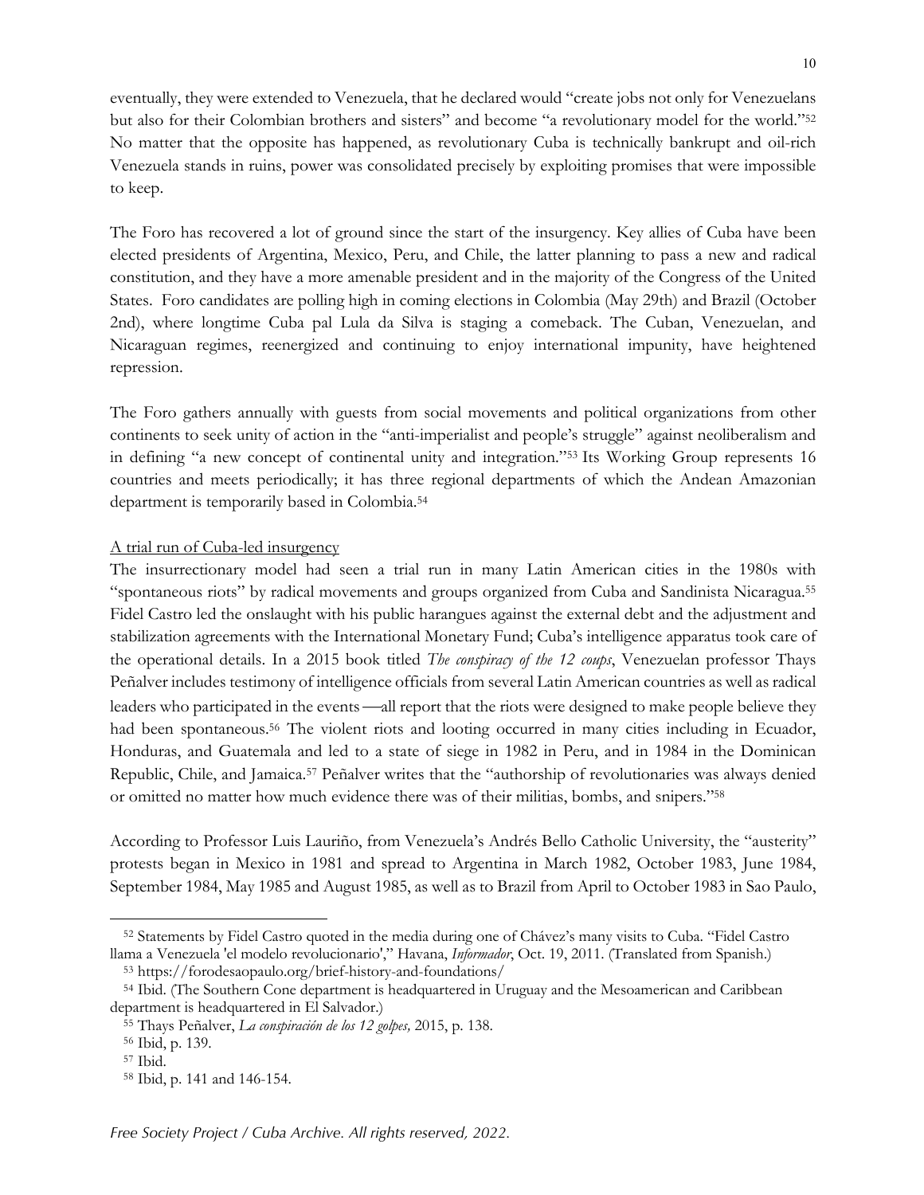eventually, they were extended to Venezuela, that he declared would "create jobs not only for Venezuelans but also for their Colombian brothers and sisters" and become "a revolutionary model for the world."[52] No matter that the opposite has happened, as revolutionary Cuba is technically bankrupt and oil-rich Venezuela stands in ruins, power was consolidated precisely by exploiting promises that were impossible to keep.

The Foro has recovered a lot of ground since the start of the insurgency. Key allies of Cuba have been elected presidents of Argentina, Mexico, Peru, and Chile, the latter planning to pass a new and radical constitution, and they have a more amenable president and in the majority of the Congress of the United States. Foro candidates are polling high in coming elections in Colombia (May 29th) and Brazil (October 2nd), where longtime Cuba pal Lula da Silva is staging a comeback. The Cuban, Venezuelan, and Nicaraguan regimes, reenergized and continuing to enjoy international impunity, have heightened repression.

The Foro gathers annually with guests from social movements and political organizations from other continents to seek unity of action in the "anti-imperialist and people's struggle" against neoliberalism and in defining "a new concept of continental unity and integration."[53] Its Working Group represents 16 countries and meets periodically; it has three regional departments of which the Andean Amazonian department is temporarily based in Colombia.[54]

## A trial run of Cuba-led insurgency

The insurrectionary model had seen a trial run in many Latin American cities in the 1980s with "spontaneous riots" by radical movements and groups organized from Cuba and Sandinista Nicaragua.[55] Fidel Castro led the onslaught with his public harangues against the external debt and the adjustment and stabilization agreements with the International Monetary Fund; Cuba's intelligence apparatus took care of the operational details. In a 2015 book titled *The conspiracy of the 12 coups*, Venezuelan professor Thays Peñalver includes testimony of intelligence officials from several Latin American countries as well as radical leaders who participated in the events —all report that the riots were designed to make people believe they had been spontaneous.[56] The violent riots and looting occurred in many cities including in Ecuador, Honduras, and Guatemala and led to a state of siege in 1982 in Peru, and in 1984 in the Dominican Republic, Chile, and Jamaica.[57] Peñalver writes that the "authorship of revolutionaries was always denied or omitted no matter how much evidence there was of their militias, bombs, and snipers."[58]

According to Professor Luis Lauriño, from Venezuela's Andrés Bello Catholic University, the "austerity" protests began in Mexico in 1981 and spread to Argentina in March 1982, October 1983, June 1984, September 1984, May 1985 and August 1985, as well as to Brazil from April to October 1983 in Sao Paulo,

---

[52] Statements by Fidel Castro quoted in the media during one of Chávez's many visits to Cuba. "Fidel Castro llama a Venezuela 'el modelo revolucionario'," Havana, *Informador*, Oct. 19, 2011. (Translated from Spanish.)

[53] https://forodesaopaulo.org/brief-history-and-foundations/

[54] Ibid. (The Southern Cone department is headquartered in Uruguay and the Mesoamerican and Caribbean department is headquartered in El Salvador.)

[55] Thays Peñalver, *La conspiración de los 12 golpes,* 2015, p. 138.

[56] Ibid, p. 139.

[57] Ibid.

[58] Ibid, p. 141 and 146-154.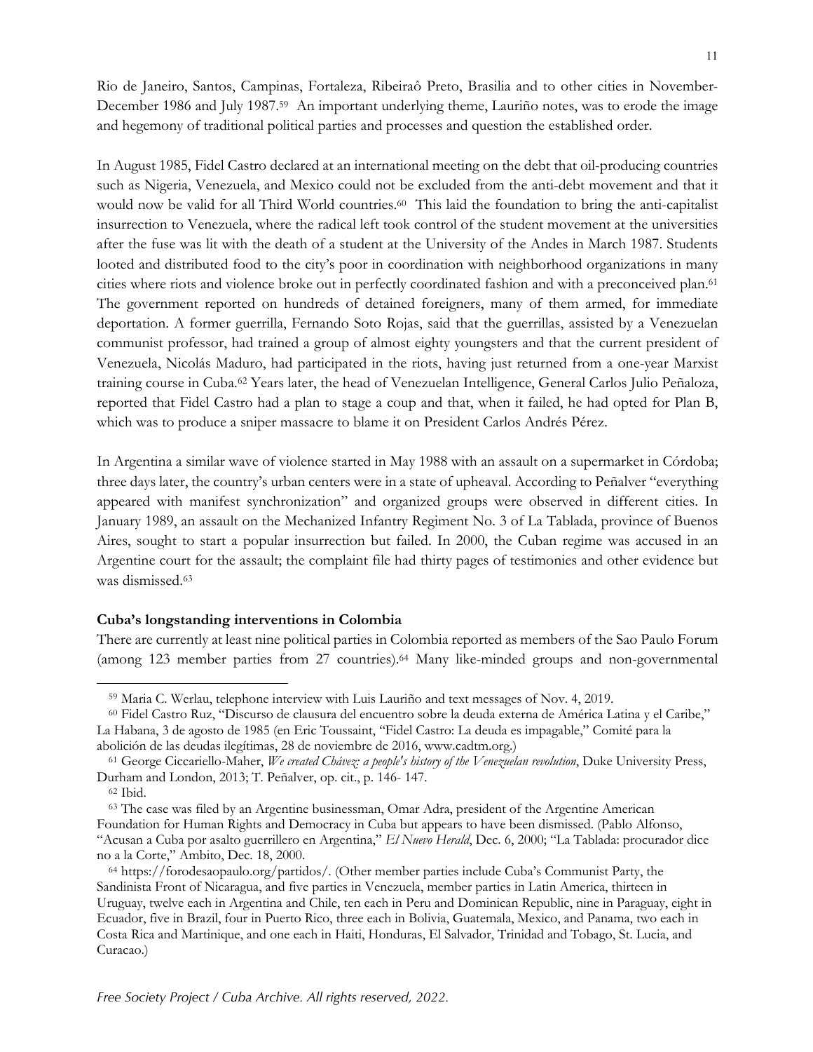Rio de Janeiro, Santos, Campinas, Fortaleza, Ribeiraô Preto, Brasilia and to other cities in November-December 1986 and July 1987.[59] An important underlying theme, Lauriño notes, was to erode the image and hegemony of traditional political parties and processes and question the established order.

In August 1985, Fidel Castro declared at an international meeting on the debt that oil-producing countries such as Nigeria, Venezuela, and Mexico could not be excluded from the anti-debt movement and that it would now be valid for all Third World countries.[60] This laid the foundation to bring the anti-capitalist insurrection to Venezuela, where the radical left took control of the student movement at the universities after the fuse was lit with the death of a student at the University of the Andes in March 1987. Students looted and distributed food to the city's poor in coordination with neighborhood organizations in many cities where riots and violence broke out in perfectly coordinated fashion and with a preconceived plan.[61] The government reported on hundreds of detained foreigners, many of them armed, for immediate deportation. A former guerrilla, Fernando Soto Rojas, said that the guerrillas, assisted by a Venezuelan communist professor, had trained a group of almost eighty youngsters and that the current president of Venezuela, Nicolás Maduro, had participated in the riots, having just returned from a one-year Marxist training course in Cuba.[62] Years later, the head of Venezuelan Intelligence, General Carlos Julio Peñaloza, reported that Fidel Castro had a plan to stage a coup and that, when it failed, he had opted for Plan B, which was to produce a sniper massacre to blame it on President Carlos Andrés Pérez.

In Argentina a similar wave of violence started in May 1988 with an assault on a supermarket in Córdoba; three days later, the country's urban centers were in a state of upheaval. According to Peñalver "everything appeared with manifest synchronization" and organized groups were observed in different cities. In January 1989, an assault on the Mechanized Infantry Regiment No. 3 of La Tablada, province of Buenos Aires, sought to start a popular insurrection but failed. In 2000, the Cuban regime was accused in an Argentine court for the assault; the complaint file had thirty pages of testimonies and other evidence but was dismissed.[63]

**Cuba's longstanding interventions in Colombia**

There are currently at least nine political parties in Colombia reported as members of the Sao Paulo Forum (among 123 member parties from 27 countries).[64] Many like-minded groups and non-governmental

---

[59] Maria C. Werlau, telephone interview with Luis Lauriño and text messages of Nov. 4, 2019.

[60] Fidel Castro Ruz, "Discurso de clausura del encuentro sobre la deuda externa de América Latina y el Caribe," La Habana, 3 de agosto de 1985 (en Eric Toussaint, "Fidel Castro: La deuda es impagable," Comité para la abolición de las deudas ilegítimas, 28 de noviembre de 2016, www.cadtm.org.)

[61] George Ciccariello-Maher, *We created Chávez: a people's history of the Venezuelan revolution*, Duke University Press, Durham and London, 2013; T. Peñalver, op. cit., p. 146- 147.

[62] Ibid.

[63] The case was filed by an Argentine businessman, Omar Adra, president of the Argentine American Foundation for Human Rights and Democracy in Cuba but appears to have been dismissed. (Pablo Alfonso, "Acusan a Cuba por asalto guerrillero en Argentina," *El Nuevo Herald*, Dec. 6, 2000; "La Tablada: procurador dice no a la Corte," Ambito, Dec. 18, 2000.

[64] https://forodesaopaulo.org/partidos/. (Other member parties include Cuba's Communist Party, the Sandinista Front of Nicaragua, and five parties in Venezuela, member parties in Latin America, thirteen in Uruguay, twelve each in Argentina and Chile, ten each in Peru and Dominican Republic, nine in Paraguay, eight in Ecuador, five in Brazil, four in Puerto Rico, three each in Bolivia, Guatemala, Mexico, and Panama, two each in Costa Rica and Martinique, and one each in Haiti, Honduras, El Salvador, Trinidad and Tobago, St. Lucia, and Curacao.)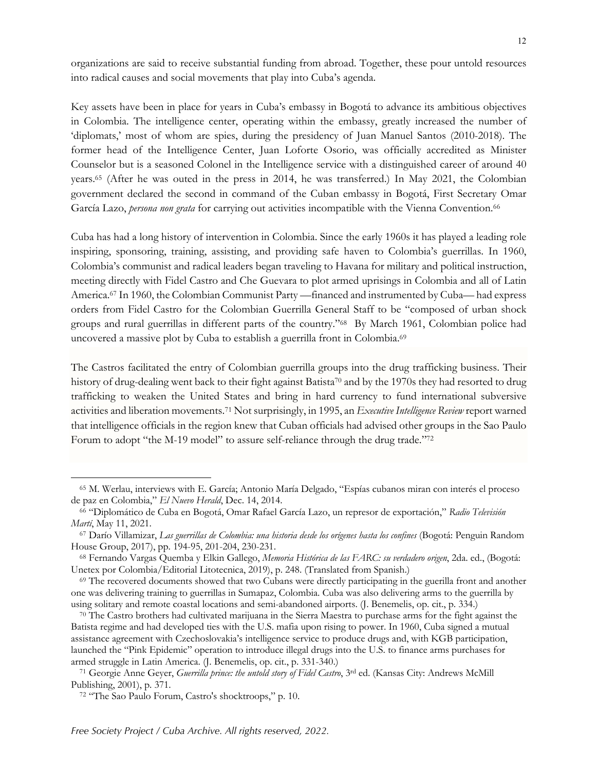organizations are said to receive substantial funding from abroad. Together, these pour untold resources into radical causes and social movements that play into Cuba's agenda.

Key assets have been in place for years in Cuba's embassy in Bogotá to advance its ambitious objectives in Colombia. The intelligence center, operating within the embassy, greatly increased the number of 'diplomats,' most of whom are spies, during the presidency of Juan Manuel Santos (2010-2018). The former head of the Intelligence Center, Juan Loforte Osorio, was officially accredited as Minister Counselor but is a seasoned Colonel in the Intelligence service with a distinguished career of around 40 years.[65] (After he was outed in the press in 2014, he was transferred.) In May 2021, the Colombian government declared the second in command of the Cuban embassy in Bogotá, First Secretary Omar García Lazo, *persona non grata* for carrying out activities incompatible with the Vienna Convention.[66]

Cuba has had a long history of intervention in Colombia. Since the early 1960s it has played a leading role inspiring, sponsoring, training, assisting, and providing safe haven to Colombia's guerrillas. In 1960, Colombia's communist and radical leaders began traveling to Havana for military and political instruction, meeting directly with Fidel Castro and Che Guevara to plot armed uprisings in Colombia and all of Latin America.[67] In 1960, the Colombian Communist Party —financed and instrumented by Cuba— had express orders from Fidel Castro for the Colombian Guerrilla General Staff to be "composed of urban shock groups and rural guerrillas in different parts of the country."[68] By March 1961, Colombian police had uncovered a massive plot by Cuba to establish a guerrilla front in Colombia.[69]

The Castros facilitated the entry of Colombian guerrilla groups into the drug trafficking business. Their history of drug-dealing went back to their fight against Batista[70] and by the 1970s they had resorted to drug trafficking to weaken the United States and bring in hard currency to fund international subversive activities and liberation movements.[71] Not surprisingly, in 1995, an *Executive Intelligence Review* report warned that intelligence officials in the region knew that Cuban officials had advised other groups in the Sao Paulo Forum to adopt "the M-19 model" to assure self-reliance through the drug trade."[72]

---

[65] M. Werlau, interviews with E. García; Antonio María Delgado, "Espías cubanos miran con interés el proceso de paz en Colombia," *El Nuevo Herald*, Dec. 14, 2014.

[66] "Diplomático de Cuba en Bogotá, Omar Rafael García Lazo, un represor de exportación," *Radio Televisión Martí*, May 11, 2021.

[67] Darío Villamizar, *Las guerrillas de Colombia: una historia desde los orígenes hasta los confines* (Bogotá: Penguin Random House Group, 2017), pp. 194-95, 201-204, 230-231.

[68] Fernando Vargas Quemba y Elkin Gallego, *Memoria Histórica de las FARC: su verdadero origen*, 2da. ed., (Bogotá: Unetex por Colombia/Editorial Litotecnica, 2019), p. 248. (Translated from Spanish.)

[69] The recovered documents showed that two Cubans were directly participating in the guerilla front and another one was delivering training to guerrillas in Sumapaz, Colombia. Cuba was also delivering arms to the guerrilla by using solitary and remote coastal locations and semi-abandoned airports. (J. Benemelis, op. cit., p. 334.)

[70] The Castro brothers had cultivated marijuana in the Sierra Maestra to purchase arms for the fight against the Batista regime and had developed ties with the U.S. mafia upon rising to power. In 1960, Cuba signed a mutual assistance agreement with Czechoslovakia's intelligence service to produce drugs and, with KGB participation, launched the "Pink Epidemic" operation to introduce illegal drugs into the U.S. to finance arms purchases for armed struggle in Latin America. (J. Benemelis, op. cit., p. 331-340.)

[71] Georgie Anne Geyer, *Guerrilla prince: the untold story of Fidel Castro*, 3rd ed. (Kansas City: Andrews McMill Publishing, 2001), p. 371.

[72] "The Sao Paulo Forum, Castro's shocktroops," p. 10.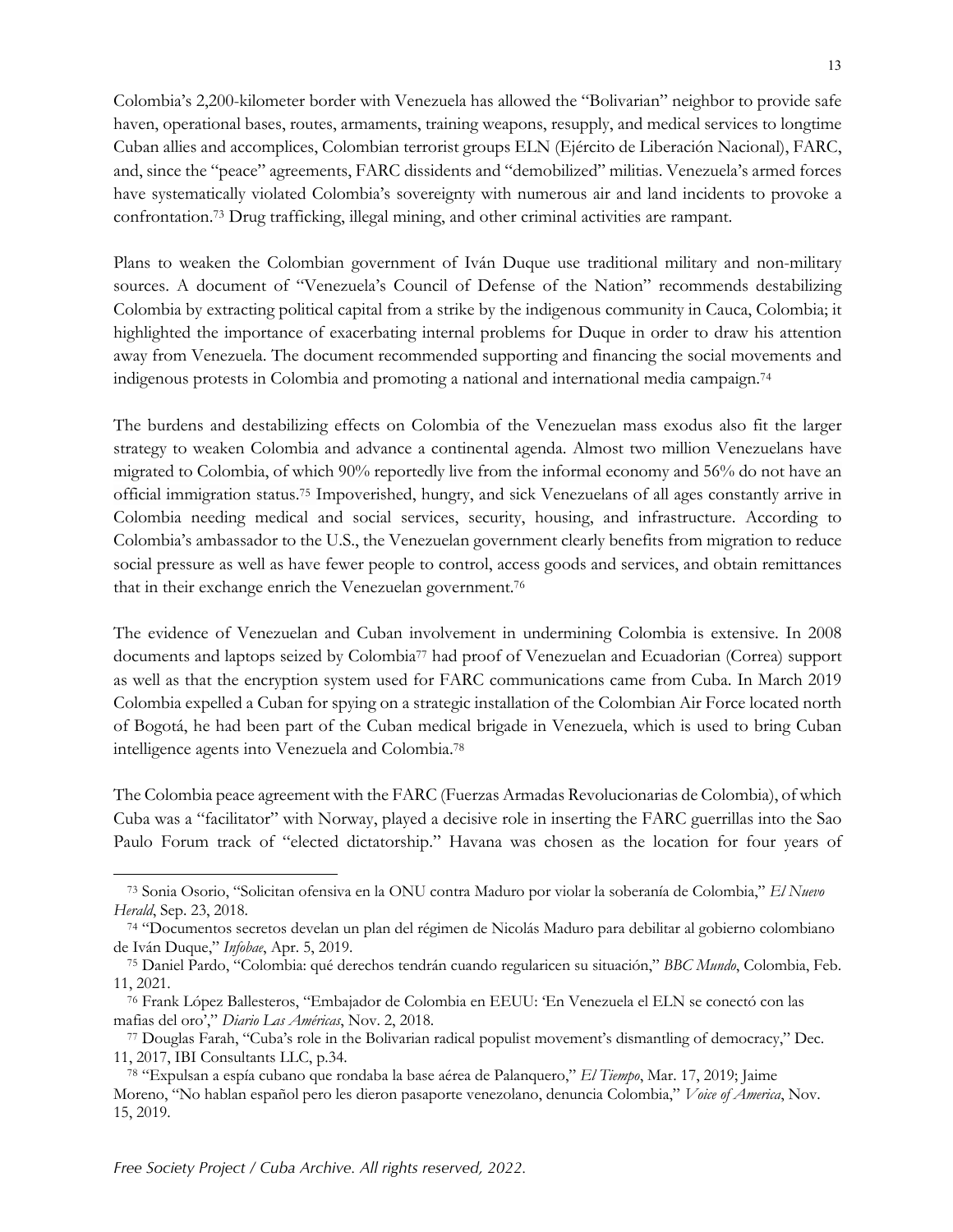Colombia's 2,200-kilometer border with Venezuela has allowed the "Bolivarian" neighbor to provide safe haven, operational bases, routes, armaments, training weapons, resupply, and medical services to longtime Cuban allies and accomplices, Colombian terrorist groups ELN (Ejército de Liberación Nacional), FARC, and, since the "peace" agreements, FARC dissidents and "demobilized" militias. Venezuela's armed forces have systematically violated Colombia's sovereignty with numerous air and land incidents to provoke a confrontation.[73] Drug trafficking, illegal mining, and other criminal activities are rampant.

Plans to weaken the Colombian government of Iván Duque use traditional military and non-military sources. A document of "Venezuela's Council of Defense of the Nation" recommends destabilizing Colombia by extracting political capital from a strike by the indigenous community in Cauca, Colombia; it highlighted the importance of exacerbating internal problems for Duque in order to draw his attention away from Venezuela. The document recommended supporting and financing the social movements and indigenous protests in Colombia and promoting a national and international media campaign.[74]

The burdens and destabilizing effects on Colombia of the Venezuelan mass exodus also fit the larger strategy to weaken Colombia and advance a continental agenda. Almost two million Venezuelans have migrated to Colombia, of which 90% reportedly live from the informal economy and 56% do not have an official immigration status.[75] Impoverished, hungry, and sick Venezuelans of all ages constantly arrive in Colombia needing medical and social services, security, housing, and infrastructure. According to Colombia's ambassador to the U.S., the Venezuelan government clearly benefits from migration to reduce social pressure as well as have fewer people to control, access goods and services, and obtain remittances that in their exchange enrich the Venezuelan government.[76]

The evidence of Venezuelan and Cuban involvement in undermining Colombia is extensive. In 2008 documents and laptops seized by Colombia[77] had proof of Venezuelan and Ecuadorian (Correa) support as well as that the encryption system used for FARC communications came from Cuba. In March 2019 Colombia expelled a Cuban for spying on a strategic installation of the Colombian Air Force located north of Bogotá, he had been part of the Cuban medical brigade in Venezuela, which is used to bring Cuban intelligence agents into Venezuela and Colombia.[78]

The Colombia peace agreement with the FARC (Fuerzas Armadas Revolucionarias de Colombia), of which Cuba was a "facilitator" with Norway, played a decisive role in inserting the FARC guerrillas into the Sao Paulo Forum track of "elected dictatorship." Havana was chosen as the location for four years of

---

[73] Sonia Osorio, "Solicitan ofensiva en la ONU contra Maduro por violar la soberanía de Colombia," *El Nuevo Herald*, Sep. 23, 2018.

[74] "Documentos secretos develan un plan del régimen de Nicolás Maduro para debilitar al gobierno colombiano de Iván Duque," *Infobae*, Apr. 5, 2019.

[75] Daniel Pardo, "Colombia: qué derechos tendrán cuando regularicen su situación," *BBC Mundo*, Colombia, Feb. 11, 2021.

[76] Frank López Ballesteros, "Embajador de Colombia en EEUU: 'En Venezuela el ELN se conectó con las mafias del oro'," *Diario Las Américas*, Nov. 2, 2018.

[77] Douglas Farah, "Cuba's role in the Bolivarian radical populist movement's dismantling of democracy," Dec. 11, 2017, IBI Consultants LLC, p.34.

[78] "Expulsan a espía cubano que rondaba la base aérea de Palanquero," *El Tiempo*, Mar. 17, 2019; Jaime Moreno, "No hablan español pero les dieron pasaporte venezolano, denuncia Colombia," *Voice of America*, Nov. 15, 2019.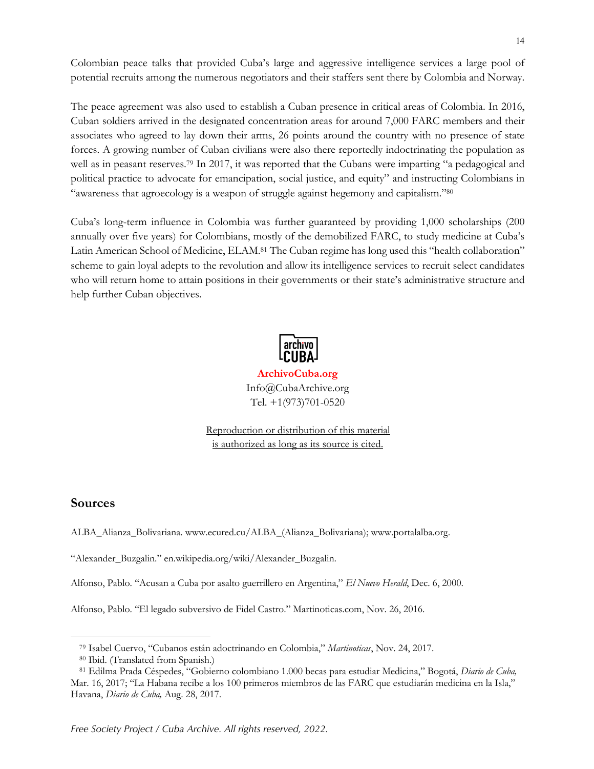Colombian peace talks that provided Cuba's large and aggressive intelligence services a large pool of potential recruits among the numerous negotiators and their staffers sent there by Colombia and Norway.

The peace agreement was also used to establish a Cuban presence in critical areas of Colombia. In 2016, Cuban soldiers arrived in the designated concentration areas for around 7,000 FARC members and their associates who agreed to lay down their arms, 26 points around the country with no presence of state forces. A growing number of Cuban civilians were also there reportedly indoctrinating the population as well as in peasant reserves.[79] In 2017, it was reported that the Cubans were imparting "a pedagogical and political practice to advocate for emancipation, social justice, and equity" and instructing Colombians in "awareness that agroecology is a weapon of struggle against hegemony and capitalism."[80]

Cuba's long-term influence in Colombia was further guaranteed by providing 1,000 scholarships (200 annually over five years) for Colombians, mostly of the demobilized FARC, to study medicine at Cuba's Latin American School of Medicine, ELAM.[81] The Cuban regime has long used this "health collaboration" scheme to gain loyal adepts to the revolution and allow its intelligence services to recruit select candidates who will return home to attain positions in their governments or their state's administrative structure and help further Cuban objectives.

archivo CUBA

**ArchivoCuba.org**
Info@CubaArchive.org
Tel. +1(973)701-0520

Reproduction or distribution of this material is authorized as long as its source is cited.

## Sources

ALBA_Alianza_Bolivariana. www.ecured.cu/ALBA_(Alianza_Bolivariana); www.portalalba.org.

"Alexander_Buzgalin." en.wikipedia.org/wiki/Alexander_Buzgalin.

Alfonso, Pablo. "Acusan a Cuba por asalto guerrillero en Argentina," *El Nuevo Herald*, Dec. 6, 2000.

Alfonso, Pablo. "El legado subversivo de Fidel Castro." Martinoticas.com, Nov. 26, 2016.

---

[79] Isabel Cuervo, "Cubanos están adoctrinando en Colombia," *Martinoticas*, Nov. 24, 2017.

[80] Ibid. (Translated from Spanish.)

[81] Edilma Prada Céspedes, "Gobierno colombiano 1.000 becas para estudiar Medicina," Bogotá, *Diario de Cuba,* Mar. 16, 2017; "La Habana recibe a los 100 primeros miembros de las FARC que estudiarán medicina en la Isla," Havana, *Diario de Cuba,* Aug. 28, 2017.

*Free Society Project / Cuba Archive. All rights reserved, 2022.*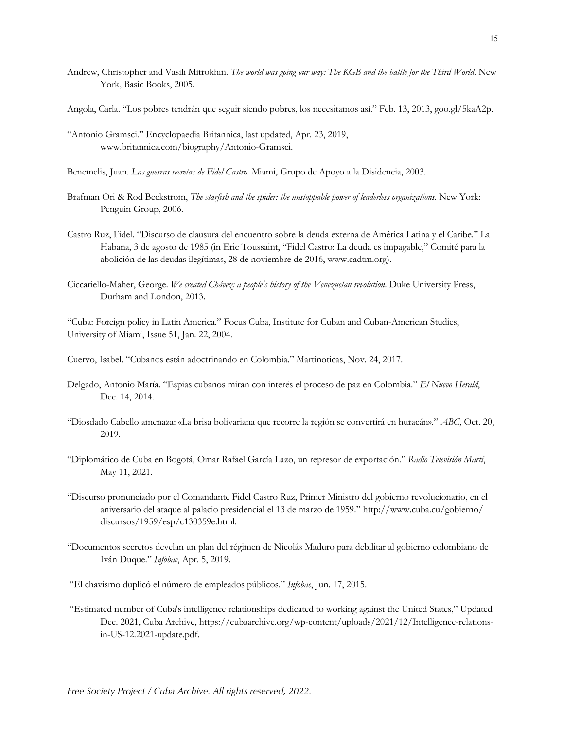Andrew, Christopher and Vasili Mitrokhin. *The world was going our way: The KGB and the battle for the Third World.* New York, Basic Books, 2005.

Angola, Carla. "Los pobres tendrán que seguir siendo pobres, los necesitamos así." Feb. 13, 2013, goo.gl/5kaA2p.

"Antonio Gramsci." Encyclopaedia Britannica, last updated, Apr. 23, 2019, www.britannica.com/biography/Antonio-Gramsci.

Benemelis, Juan. *Las guerras secretas de Fidel Castro*. Miami, Grupo de Apoyo a la Disidencia, 2003.

Brafman Ori & Rod Beckstrom, *The starfish and the spider: the unstoppable power of leaderless organizations*. New York: Penguin Group, 2006.

Castro Ruz, Fidel. "Discurso de clausura del encuentro sobre la deuda externa de América Latina y el Caribe." La Habana, 3 de agosto de 1985 (in Eric Toussaint, "Fidel Castro: La deuda es impagable," Comité para la abolición de las deudas ilegítimas, 28 de noviembre de 2016, www.cadtm.org).

Ciccariello-Maher, George. *We created Chávez: a people's history of the Venezuelan revolution*. Duke University Press, Durham and London, 2013.

"Cuba: Foreign policy in Latin America." Focus Cuba, Institute for Cuban and Cuban-American Studies, University of Miami, Issue 51, Jan. 22, 2004.

Cuervo, Isabel. "Cubanos están adoctrinando en Colombia." Martinoticas, Nov. 24, 2017.

Delgado, Antonio María. "Espías cubanos miran con interés el proceso de paz en Colombia." *El Nuevo Herald*, Dec. 14, 2014.

"Diosdado Cabello amenaza: «La brisa bolivariana que recorre la región se convertirá en huracán»." *ABC*, Oct. 20, 2019.

"Diplomático de Cuba en Bogotá, Omar Rafael García Lazo, un represor de exportación." *Radio Televisión Martí*, May 11, 2021.

"Discurso pronunciado por el Comandante Fidel Castro Ruz, Primer Ministro del gobierno revolucionario, en el aniversario del ataque al palacio presidencial el 13 de marzo de 1959." http://www.cuba.cu/gobierno/discursos/1959/esp/c130359e.html.

"Documentos secretos develan un plan del régimen de Nicolás Maduro para debilitar al gobierno colombiano de Iván Duque." *Infobae*, Apr. 5, 2019.

"El chavismo duplicó el número de empleados públicos." *Infobae*, Jun. 17, 2015.

"Estimated number of Cuba's intelligence relationships dedicated to working against the United States," Updated Dec. 2021, Cuba Archive, https://cubaarchive.org/wp-content/uploads/2021/12/Intelligence-relations-in-US-12.2021-update.pdf.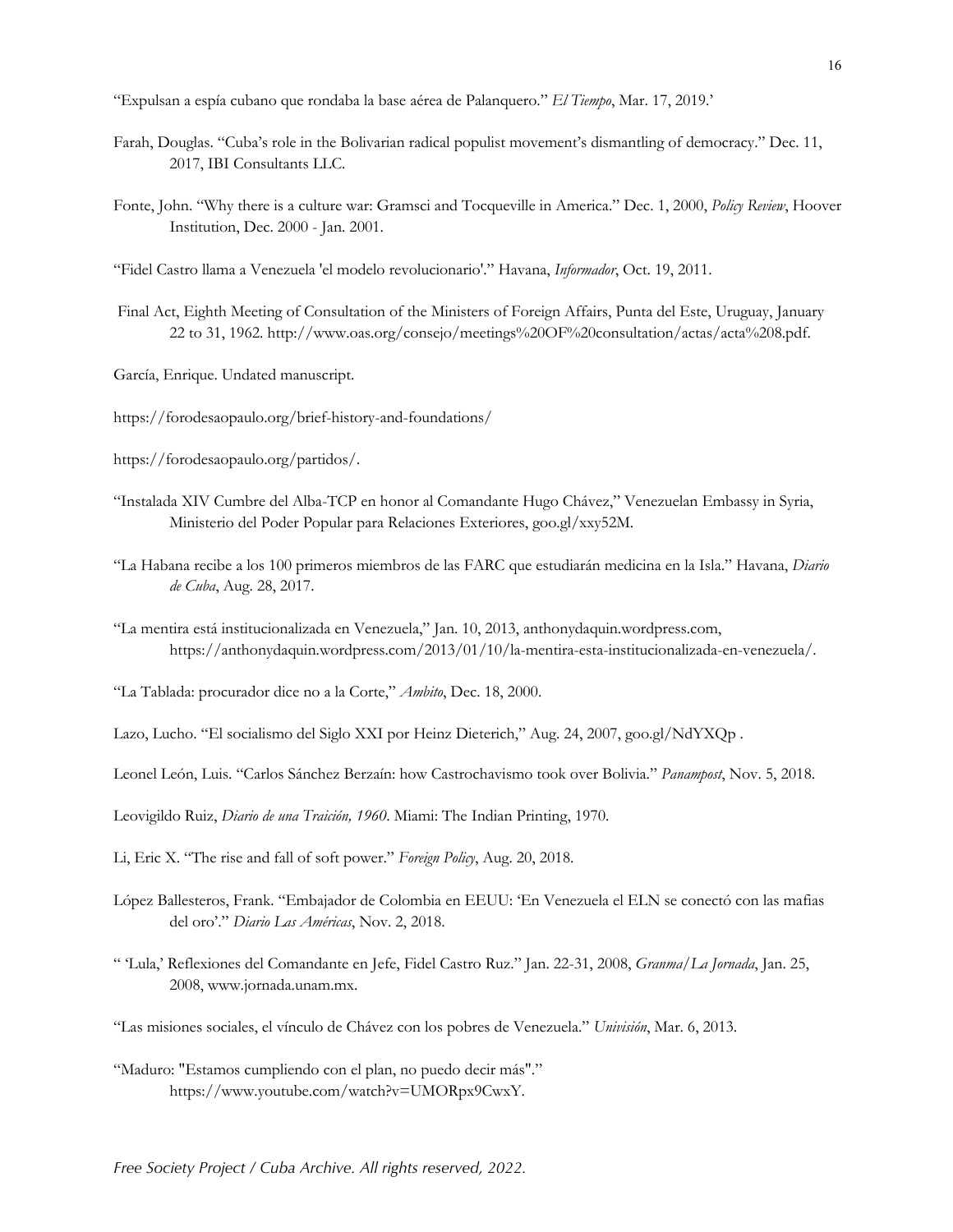"Expulsan a espía cubano que rondaba la base aérea de Palanquero." *El Tiempo*, Mar. 17, 2019.'

Farah, Douglas. "Cuba's role in the Bolivarian radical populist movement's dismantling of democracy." Dec. 11, 2017, IBI Consultants LLC.

Fonte, John. "Why there is a culture war: Gramsci and Tocqueville in America." Dec. 1, 2000, *Policy Review*, Hoover Institution, Dec. 2000 - Jan. 2001.

"Fidel Castro llama a Venezuela 'el modelo revolucionario'." Havana, *Informador*, Oct. 19, 2011.

Final Act, Eighth Meeting of Consultation of the Ministers of Foreign Affairs, Punta del Este, Uruguay, January 22 to 31, 1962. http://www.oas.org/consejo/meetings%20OF%20consultation/actas/acta%208.pdf.

García, Enrique. Undated manuscript.

https://forodesaopaulo.org/brief-history-and-foundations/

https://forodesaopaulo.org/partidos/.

"Instalada XIV Cumbre del Alba-TCP en honor al Comandante Hugo Chávez," Venezuelan Embassy in Syria, Ministerio del Poder Popular para Relaciones Exteriores, goo.gl/xxy52M.

"La Habana recibe a los 100 primeros miembros de las FARC que estudiarán medicina en la Isla." Havana, *Diario de Cuba*, Aug. 28, 2017.

"La mentira está institucionalizada en Venezuela," Jan. 10, 2013, anthonydaquin.wordpress.com, https://anthonydaquin.wordpress.com/2013/01/10/la-mentira-esta-institucionalizada-en-venezuela/.

"La Tablada: procurador dice no a la Corte," *Ambito*, Dec. 18, 2000.

Lazo, Lucho. "El socialismo del Siglo XXI por Heinz Dieterich," Aug. 24, 2007, goo.gl/NdYXQp .

Leonel León, Luis. "Carlos Sánchez Berzaín: how Castrochavismo took over Bolivia." *Panampost*, Nov. 5, 2018.

Leovigildo Ruiz, *Diario de una Traición, 1960*. Miami: The Indian Printing, 1970.

Li, Eric X. "The rise and fall of soft power." *Foreign Policy*, Aug. 20, 2018.

López Ballesteros, Frank. "Embajador de Colombia en EEUU: 'En Venezuela el ELN se conectó con las mafias del oro'." *Diario Las Américas*, Nov. 2, 2018.

" 'Lula,' Reflexiones del Comandante en Jefe, Fidel Castro Ruz." Jan. 22-31, 2008, *Granma/La Jornada*, Jan. 25, 2008, www.jornada.unam.mx.

"Las misiones sociales, el vínculo de Chávez con los pobres de Venezuela." *Univisión*, Mar. 6, 2013.

"Maduro: "Estamos cumpliendo con el plan, no puedo decir más"." https://www.youtube.com/watch?v=UMORpx9CwxY.

*Free Society Project / Cuba Archive. All rights reserved, 2022.*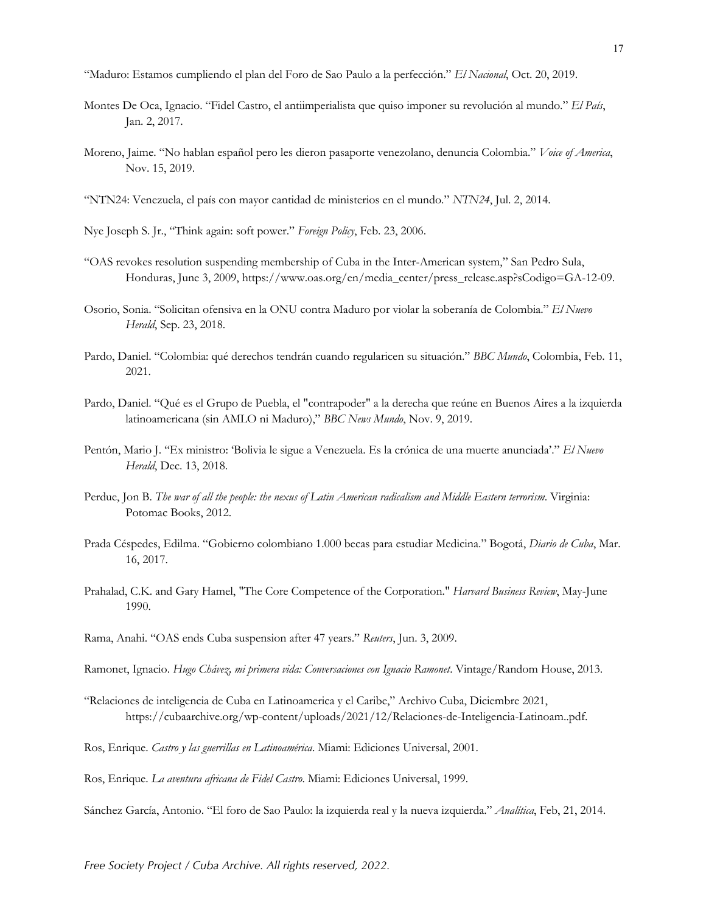"Maduro: Estamos cumpliendo el plan del Foro de Sao Paulo a la perfección." *El Nacional*, Oct. 20, 2019.

Montes De Oca, Ignacio. "Fidel Castro, el antiimperialista que quiso imponer su revolución al mundo." *El País*, Jan. 2, 2017.

Moreno, Jaime. "No hablan español pero les dieron pasaporte venezolano, denuncia Colombia." *Voice of America*, Nov. 15, 2019.

"NTN24: Venezuela, el país con mayor cantidad de ministerios en el mundo." *NTN24*, Jul. 2, 2014.

Nye Joseph S. Jr., "Think again: soft power." *Foreign Policy*, Feb. 23, 2006.

"OAS revokes resolution suspending membership of Cuba in the Inter-American system," San Pedro Sula, Honduras, June 3, 2009, https://www.oas.org/en/media_center/press_release.asp?sCodigo=GA-12-09.

Osorio, Sonia. "Solicitan ofensiva en la ONU contra Maduro por violar la soberanía de Colombia." *El Nuevo Herald*, Sep. 23, 2018.

Pardo, Daniel. "Colombia: qué derechos tendrán cuando regularicen su situación." *BBC Mundo*, Colombia, Feb. 11, 2021.

Pardo, Daniel. "Qué es el Grupo de Puebla, el "contrapoder" a la derecha que reúne en Buenos Aires a la izquierda latinoamericana (sin AMLO ni Maduro)," *BBC News Mundo*, Nov. 9, 2019.

Pentón, Mario J. "Ex ministro: 'Bolivia le sigue a Venezuela. Es la crónica de una muerte anunciada'." *El Nuevo Herald*, Dec. 13, 2018.

Perdue, Jon B. *The war of all the people: the nexus of Latin American radicalism and Middle Eastern terrorism*. Virginia: Potomac Books, 2012.

Prada Céspedes, Edilma. "Gobierno colombiano 1.000 becas para estudiar Medicina." Bogotá, *Diario de Cuba*, Mar. 16, 2017.

Prahalad, C.K. and Gary Hamel, "The Core Competence of the Corporation." *Harvard Business Review*, May-June 1990.

Rama, Anahi. "OAS ends Cuba suspension after 47 years." *Reuters*, Jun. 3, 2009.

Ramonet, Ignacio. *Hugo Chávez, mi primera vida: Conversaciones con Ignacio Ramonet*. Vintage/Random House, 2013.

"Relaciones de inteligencia de Cuba en Latinoamerica y el Caribe," Archivo Cuba, Diciembre 2021, https://cubaarchive.org/wp-content/uploads/2021/12/Relaciones-de-Inteligencia-Latinoam..pdf.

Ros, Enrique. *Castro y las guerrillas en Latinoamérica*. Miami: Ediciones Universal, 2001.

Ros, Enrique. *La aventura africana de Fidel Castro*. Miami: Ediciones Universal, 1999.

Sánchez García, Antonio. "El foro de Sao Paulo: la izquierda real y la nueva izquierda." *Analítica*, Feb, 21, 2014.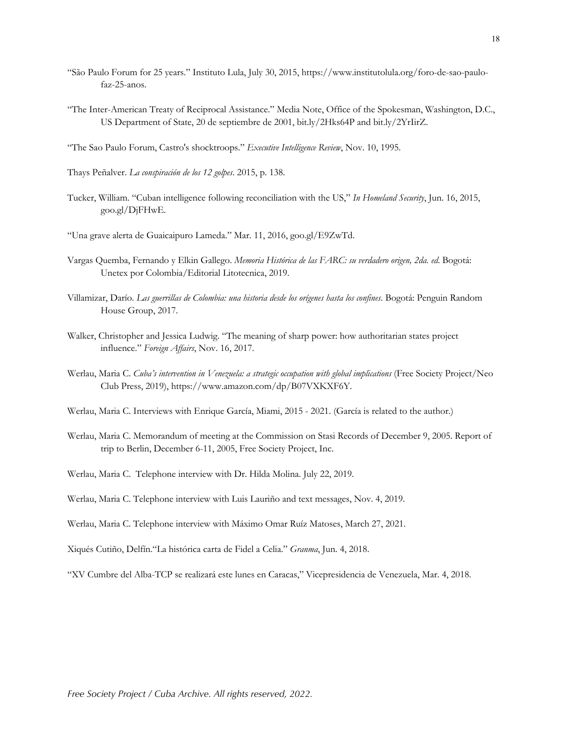"São Paulo Forum for 25 years." Instituto Lula, July 30, 2015, https://www.institutolula.org/foro-de-sao-paulo-faz-25-anos.

"The Inter-American Treaty of Reciprocal Assistance." Media Note, Office of the Spokesman, Washington, D.C., US Department of State, 20 de septiembre de 2001, bit.ly/2Hks64P and bit.ly/2YrIirZ.

"The Sao Paulo Forum, Castro's shocktroops." *Executive Intelligence Review*, Nov. 10, 1995.

Thays Peñalver. *La conspiración de los 12 golpes*. 2015, p. 138.

Tucker, William. "Cuban intelligence following reconciliation with the US," *In Homeland Security*, Jun. 16, 2015, goo.gl/DjFHwE.

"Una grave alerta de Guaicaipuro Lameda." Mar. 11, 2016, goo.gl/E9ZwTd.

Vargas Quemba, Fernando y Elkin Gallego. *Memoria Histórica de las FARC: su verdadero origen, 2da. ed*. Bogotá: Unetex por Colombia/Editorial Litotecnica, 2019.

Villamizar, Darío. *Las guerrillas de Colombia: una historia desde los orígenes hasta los confines*. Bogotá: Penguin Random House Group, 2017.

Walker, Christopher and Jessica Ludwig. "The meaning of sharp power: how authoritarian states project influence." *Foreign Affairs*, Nov. 16, 2017.

Werlau, Maria C. *Cuba's intervention in Venezuela: a strategic occupation with global implications* (Free Society Project/Neo Club Press, 2019), https://www.amazon.com/dp/B07VXKXF6Y.

Werlau, Maria C. Interviews with Enrique García, Miami, 2015 - 2021. (García is related to the author.)

Werlau, Maria C. Memorandum of meeting at the Commission on Stasi Records of December 9, 2005. Report of trip to Berlin, December 6-11, 2005, Free Society Project, Inc.

Werlau, Maria C. Telephone interview with Dr. Hilda Molina. July 22, 2019.

Werlau, Maria C. Telephone interview with Luis Lauriño and text messages, Nov. 4, 2019.

Werlau, Maria C. Telephone interview with Máximo Omar Ruíz Matoses, March 27, 2021.

Xiqués Cutiño, Delfín."La histórica carta de Fidel a Celia." *Granma*, Jun. 4, 2018.

"XV Cumbre del Alba-TCP se realizará este lunes en Caracas," Vicepresidencia de Venezuela, Mar. 4, 2018.